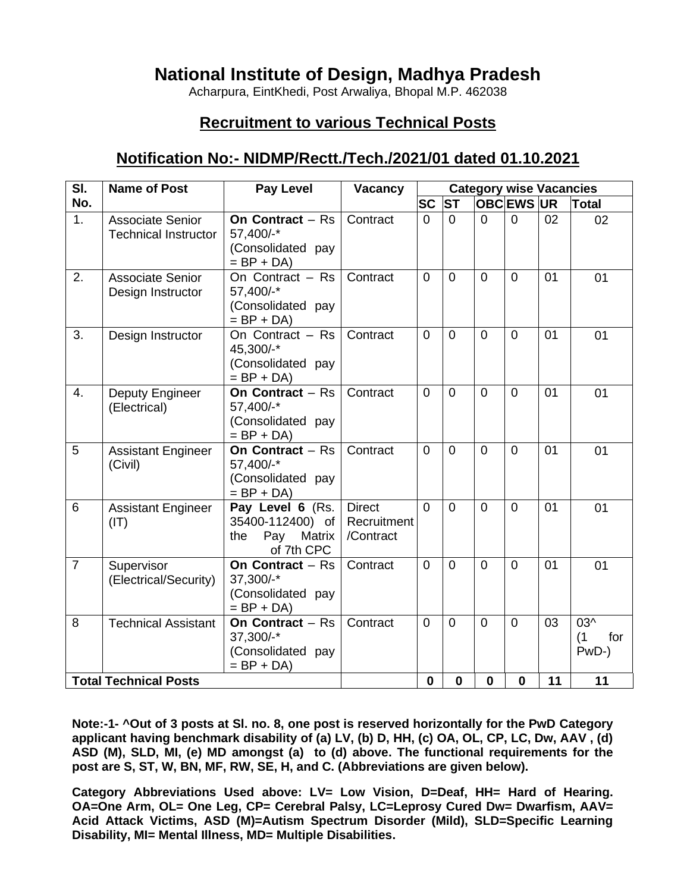# National Institute of Design, Madhya Pradesh

Acharpura, EintKhedi, Post Arwaliya, Bhopal M.P. 462038

## Recruitment to various Technical Posts

## Notification No:- NIDMP/Rectt./Tech./2021/01 dated 01.10.2021

| Sl. No. | Name of Post | Pay Level | Vacancy | Category wise Vacancies | | | | | |
|---|---|---|---|---|---|---|---|---|---|
| | | | | SC | ST | OBC | EWS | UR | Total |
| 1. | Associate Senior Technical Instructor | **On Contract** – Rs 57,400/-* (Consolidated pay = BP + DA) | Contract | 0 | 0 | 0 | 0 | 02 | 02 |
| 2. | Associate Senior Design Instructor | On Contract – Rs 57,400/-* (Consolidated pay = BP + DA) | Contract | 0 | 0 | 0 | 0 | 01 | 01 |
| 3. | Design Instructor | On Contract – Rs 45,300/-* (Consolidated pay = BP + DA) | Contract | 0 | 0 | 0 | 0 | 01 | 01 |
| 4. | Deputy Engineer (Electrical) | **On Contract** – Rs 57,400/-* (Consolidated pay = BP + DA) | Contract | 0 | 0 | 0 | 0 | 01 | 01 |
| 5 | Assistant Engineer (Civil) | **On Contract** – Rs 57,400/-* (Consolidated pay = BP + DA) | Contract | 0 | 0 | 0 | 0 | 01 | 01 |
| 6 | Assistant Engineer (IT) | **Pay Level 6** (Rs. 35400-112400) of the Pay Matrix of 7th CPC | Direct Recruitment /Contract | 0 | 0 | 0 | 0 | 01 | 01 |
| 7 | Supervisor (Electrical/Security) | **On Contract** – Rs 37,300/-* (Consolidated pay = BP + DA) | Contract | 0 | 0 | 0 | 0 | 01 | 01 |
| 8 | Technical Assistant | **On Contract** – Rs 37,300/-* (Consolidated pay = BP + DA) | Contract | 0 | 0 | 0 | 0 | 03 | 03^ (1 for PwD-) |
| **Total Technical Posts** | | | | **0** | **0** | **0** | **0** | **11** | **11** |

**Note:-1- ^Out of 3 posts at Sl. no. 8, one post is reserved horizontally for the PwD Category applicant having benchmark disability of (a) LV, (b) D, HH, (c) OA, OL, CP, LC, Dw, AAV , (d) ASD (M), SLD, MI, (e) MD amongst (a) to (d) above. The functional requirements for the post are S, ST, W, BN, MF, RW, SE, H, and C. (Abbreviations are given below).**

**Category Abbreviations Used above: LV= Low Vision, D=Deaf, HH= Hard of Hearing. OA=One Arm, OL= One Leg, CP= Cerebral Palsy, LC=Leprosy Cured Dw= Dwarfism, AAV= Acid Attack Victims, ASD (M)=Autism Spectrum Disorder (Mild), SLD=Specific Learning Disability, MI= Mental Illness, MD= Multiple Disabilities.**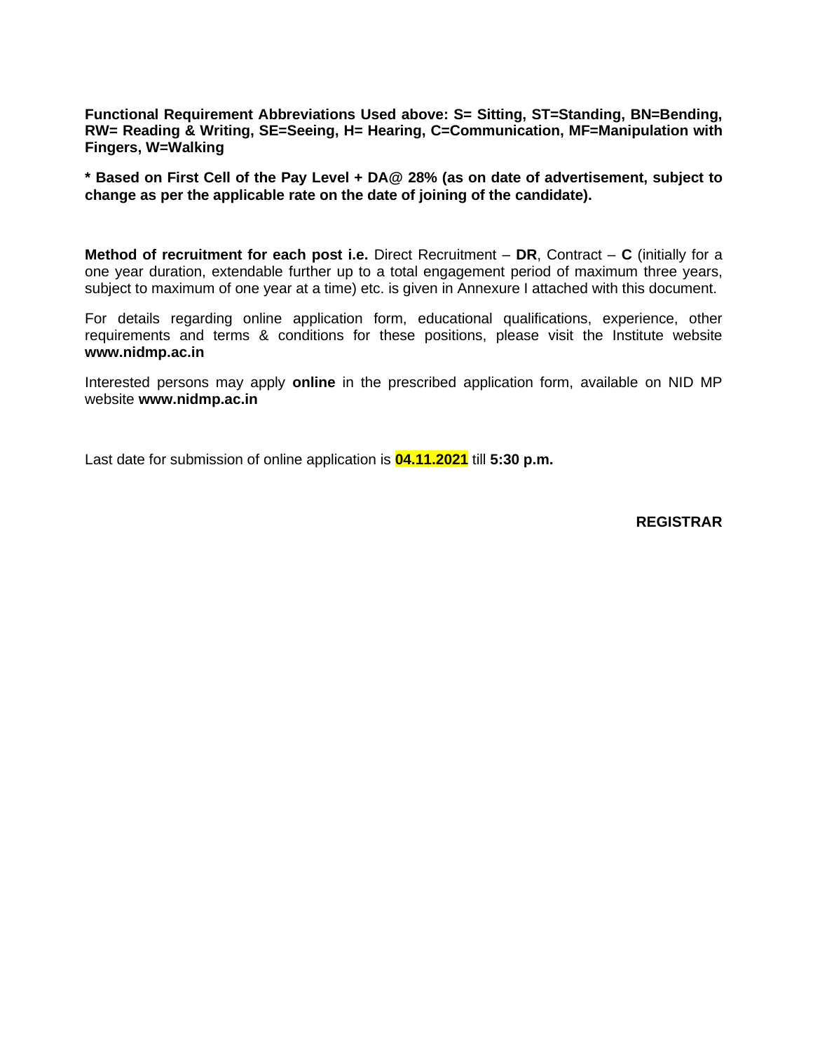**Functional Requirement Abbreviations Used above: S= Sitting, ST=Standing, BN=Bending, RW= Reading & Writing, SE=Seeing, H= Hearing, C=Communication, MF=Manipulation with Fingers, W=Walking**

**\* Based on First Cell of the Pay Level + DA@ 28% (as on date of advertisement, subject to change as per the applicable rate on the date of joining of the candidate).**

**Method of recruitment for each post i.e.** Direct Recruitment – **DR**, Contract – **C** (initially for a one year duration, extendable further up to a total engagement period of maximum three years, subject to maximum of one year at a time) etc. is given in Annexure I attached with this document.

For details regarding online application form, educational qualifications, experience, other requirements and terms & conditions for these positions, please visit the Institute website **www.nidmp.ac.in**

Interested persons may apply **online** in the prescribed application form, available on NID MP website **www.nidmp.ac.in**

Last date for submission of online application is **04.11.2021** till **5:30 p.m.**

**REGISTRAR**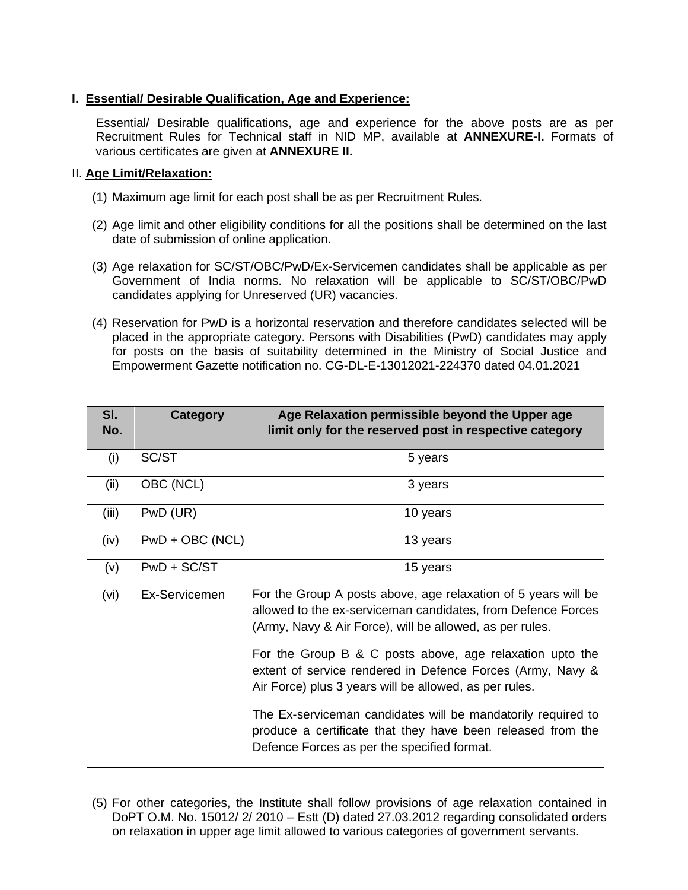## I. Essential/ Desirable Qualification, Age and Experience:

Essential/ Desirable qualifications, age and experience for the above posts are as per Recruitment Rules for Technical staff in NID MP, available at **ANNEXURE-I.** Formats of various certificates are given at **ANNEXURE II.**

## II. Age Limit/Relaxation:

(1) Maximum age limit for each post shall be as per Recruitment Rules.

(2) Age limit and other eligibility conditions for all the positions shall be determined on the last date of submission of online application.

(3) Age relaxation for SC/ST/OBC/PwD/Ex-Servicemen candidates shall be applicable as per Government of India norms. No relaxation will be applicable to SC/ST/OBC/PwD candidates applying for Unreserved (UR) vacancies.

(4) Reservation for PwD is a horizontal reservation and therefore candidates selected will be placed in the appropriate category. Persons with Disabilities (PwD) candidates may apply for posts on the basis of suitability determined in the Ministry of Social Justice and Empowerment Gazette notification no. CG-DL-E-13012021-224370 dated 04.01.2021

| Sl. No. | Category | Age Relaxation permissible beyond the Upper age limit only for the reserved post in respective category |
|---|---|---|
| (i) | SC/ST | 5 years |
| (ii) | OBC (NCL) | 3 years |
| (iii) | PwD (UR) | 10 years |
| (iv) | PwD + OBC (NCL) | 13 years |
| (v) | PwD + SC/ST | 15 years |
| (vi) | Ex-Servicemen | For the Group A posts above, age relaxation of 5 years will be allowed to the ex-serviceman candidates, from Defence Forces (Army, Navy & Air Force), will be allowed, as per rules.<br><br>For the Group B & C posts above, age relaxation upto the extent of service rendered in Defence Forces (Army, Navy & Air Force) plus 3 years will be allowed, as per rules.<br><br>The Ex-serviceman candidates will be mandatorily required to produce a certificate that they have been released from the Defence Forces as per the specified format. |

(5) For other categories, the Institute shall follow provisions of age relaxation contained in DoPT O.M. No. 15012/ 2/ 2010 – Estt (D) dated 27.03.2012 regarding consolidated orders on relaxation in upper age limit allowed to various categories of government servants.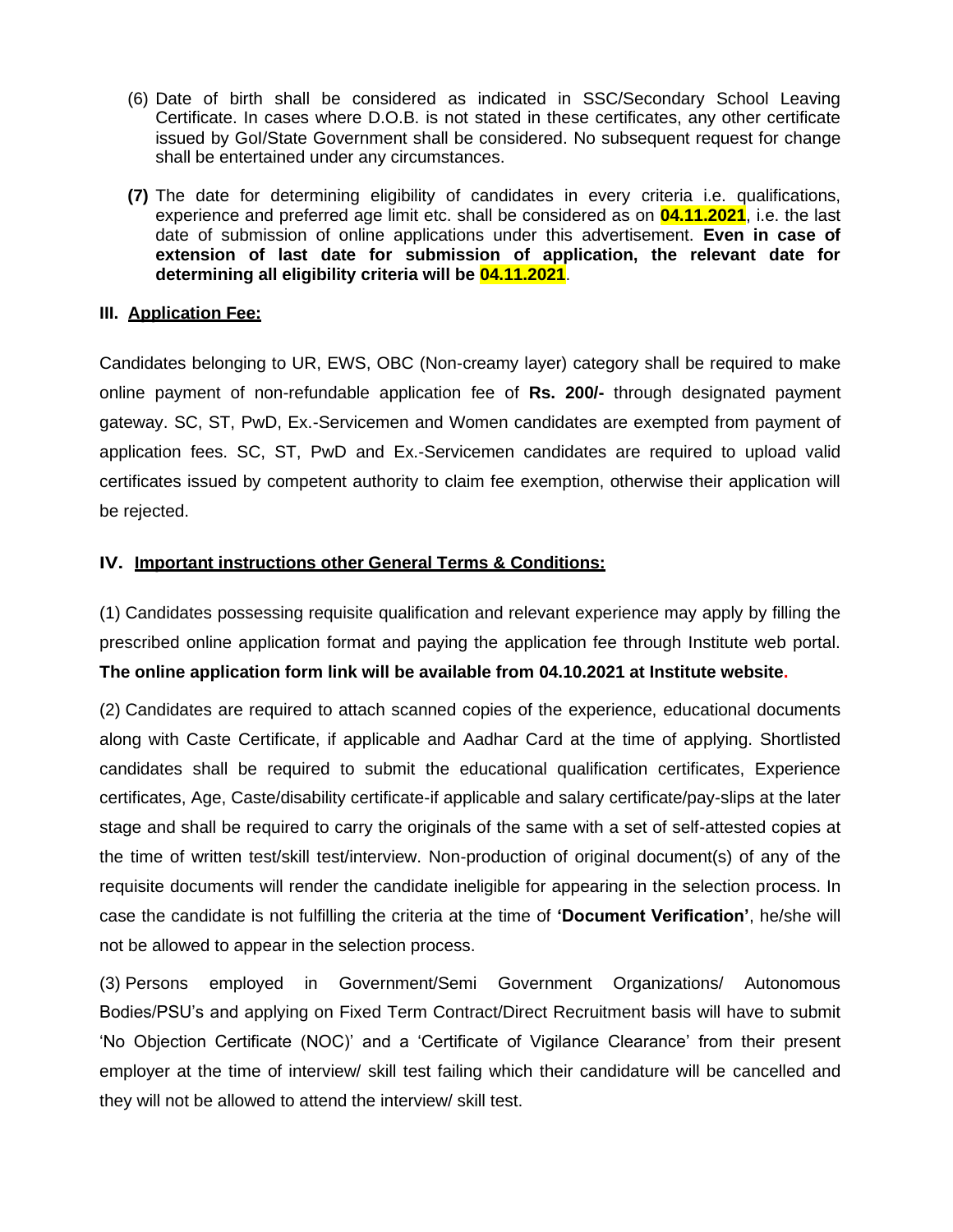(6) Date of birth shall be considered as indicated in SSC/Secondary School Leaving Certificate. In cases where D.O.B. is not stated in these certificates, any other certificate issued by GoI/State Government shall be considered. No subsequent request for change shall be entertained under any circumstances.

**(7)** The date for determining eligibility of candidates in every criteria i.e. qualifications, experience and preferred age limit etc. shall be considered as on **04.11.2021**, i.e. the last date of submission of online applications under this advertisement. **Even in case of extension of last date for submission of application, the relevant date for determining all eligibility criteria will be 04.11.2021**.

### III. Application Fee:

Candidates belonging to UR, EWS, OBC (Non-creamy layer) category shall be required to make online payment of non-refundable application fee of **Rs. 200/-** through designated payment gateway. SC, ST, PwD, Ex.-Servicemen and Women candidates are exempted from payment of application fees. SC, ST, PwD and Ex.-Servicemen candidates are required to upload valid certificates issued by competent authority to claim fee exemption, otherwise their application will be rejected.

### IV. Important instructions other General Terms & Conditions:

(1) Candidates possessing requisite qualification and relevant experience may apply by filling the prescribed online application format and paying the application fee through Institute web portal. **The online application form link will be available from 04.10.2021 at Institute website.**

(2) Candidates are required to attach scanned copies of the experience, educational documents along with Caste Certificate, if applicable and Aadhar Card at the time of applying. Shortlisted candidates shall be required to submit the educational qualification certificates, Experience certificates, Age, Caste/disability certificate-if applicable and salary certificate/pay-slips at the later stage and shall be required to carry the originals of the same with a set of self-attested copies at the time of written test/skill test/interview. Non-production of original document(s) of any of the requisite documents will render the candidate ineligible for appearing in the selection process. In case the candidate is not fulfilling the criteria at the time of **'Document Verification'**, he/she will not be allowed to appear in the selection process.

(3) Persons employed in Government/Semi Government Organizations/ Autonomous Bodies/PSU's and applying on Fixed Term Contract/Direct Recruitment basis will have to submit 'No Objection Certificate (NOC)' and a 'Certificate of Vigilance Clearance' from their present employer at the time of interview/ skill test failing which their candidature will be cancelled and they will not be allowed to attend the interview/ skill test.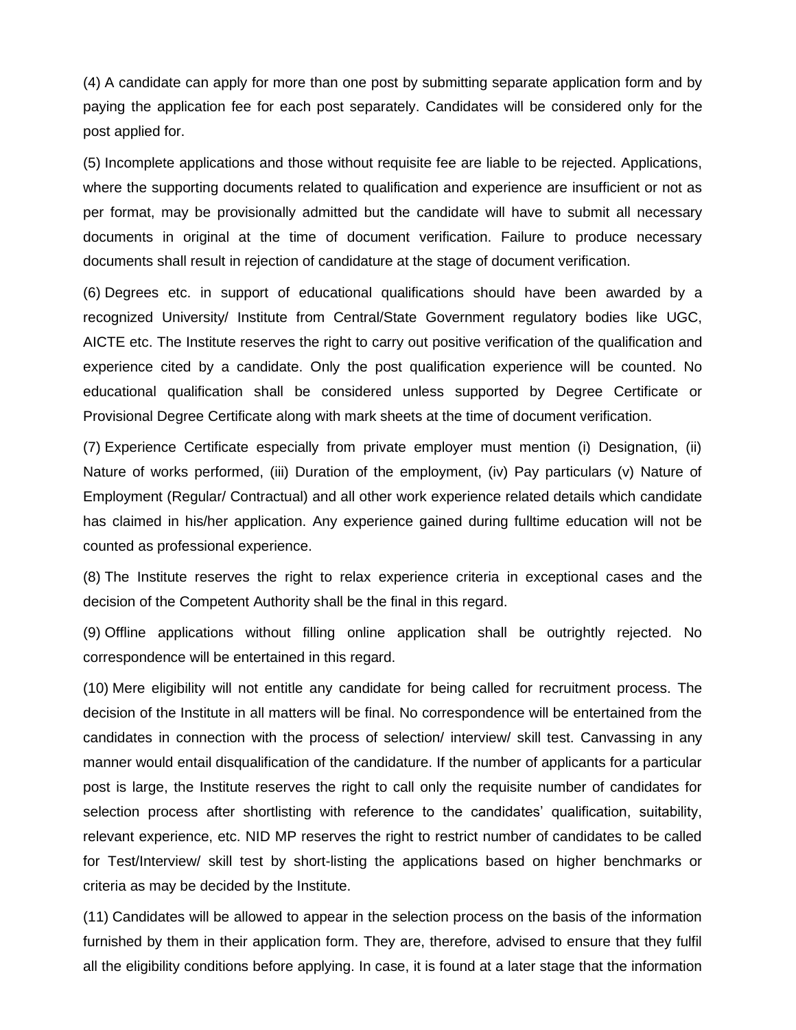(4) A candidate can apply for more than one post by submitting separate application form and by paying the application fee for each post separately. Candidates will be considered only for the post applied for.

(5) Incomplete applications and those without requisite fee are liable to be rejected. Applications, where the supporting documents related to qualification and experience are insufficient or not as per format, may be provisionally admitted but the candidate will have to submit all necessary documents in original at the time of document verification. Failure to produce necessary documents shall result in rejection of candidature at the stage of document verification.

(6) Degrees etc. in support of educational qualifications should have been awarded by a recognized University/ Institute from Central/State Government regulatory bodies like UGC, AICTE etc. The Institute reserves the right to carry out positive verification of the qualification and experience cited by a candidate. Only the post qualification experience will be counted. No educational qualification shall be considered unless supported by Degree Certificate or Provisional Degree Certificate along with mark sheets at the time of document verification.

(7) Experience Certificate especially from private employer must mention (i) Designation, (ii) Nature of works performed, (iii) Duration of the employment, (iv) Pay particulars (v) Nature of Employment (Regular/ Contractual) and all other work experience related details which candidate has claimed in his/her application. Any experience gained during fulltime education will not be counted as professional experience.

(8) The Institute reserves the right to relax experience criteria in exceptional cases and the decision of the Competent Authority shall be the final in this regard.

(9) Offline applications without filling online application shall be outrightly rejected. No correspondence will be entertained in this regard.

(10) Mere eligibility will not entitle any candidate for being called for recruitment process. The decision of the Institute in all matters will be final. No correspondence will be entertained from the candidates in connection with the process of selection/ interview/ skill test. Canvassing in any manner would entail disqualification of the candidature. If the number of applicants for a particular post is large, the Institute reserves the right to call only the requisite number of candidates for selection process after shortlisting with reference to the candidates' qualification, suitability, relevant experience, etc. NID MP reserves the right to restrict number of candidates to be called for Test/Interview/ skill test by short-listing the applications based on higher benchmarks or criteria as may be decided by the Institute.

(11) Candidates will be allowed to appear in the selection process on the basis of the information furnished by them in their application form. They are, therefore, advised to ensure that they fulfil all the eligibility conditions before applying. In case, it is found at a later stage that the information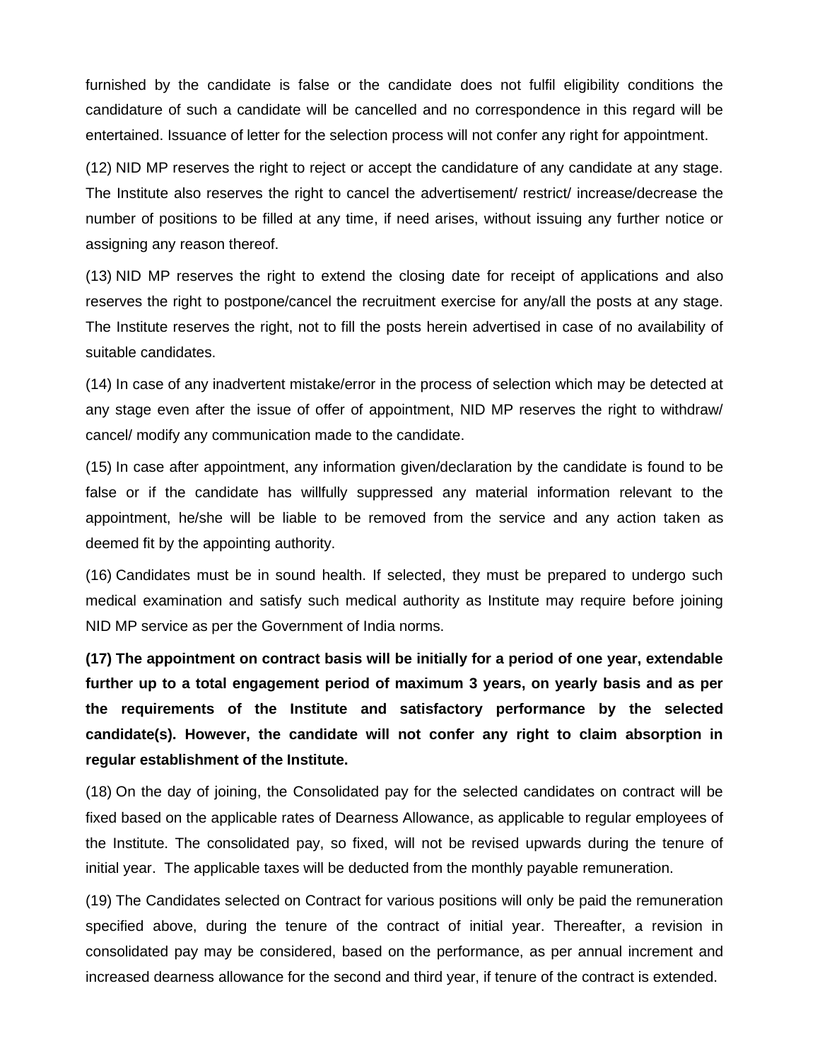furnished by the candidate is false or the candidate does not fulfil eligibility conditions the candidature of such a candidate will be cancelled and no correspondence in this regard will be entertained. Issuance of letter for the selection process will not confer any right for appointment.

(12) NID MP reserves the right to reject or accept the candidature of any candidate at any stage. The Institute also reserves the right to cancel the advertisement/ restrict/ increase/decrease the number of positions to be filled at any time, if need arises, without issuing any further notice or assigning any reason thereof.

(13) NID MP reserves the right to extend the closing date for receipt of applications and also reserves the right to postpone/cancel the recruitment exercise for any/all the posts at any stage. The Institute reserves the right, not to fill the posts herein advertised in case of no availability of suitable candidates.

(14) In case of any inadvertent mistake/error in the process of selection which may be detected at any stage even after the issue of offer of appointment, NID MP reserves the right to withdraw/ cancel/ modify any communication made to the candidate.

(15) In case after appointment, any information given/declaration by the candidate is found to be false or if the candidate has willfully suppressed any material information relevant to the appointment, he/she will be liable to be removed from the service and any action taken as deemed fit by the appointing authority.

(16) Candidates must be in sound health. If selected, they must be prepared to undergo such medical examination and satisfy such medical authority as Institute may require before joining NID MP service as per the Government of India norms.

**(17) The appointment on contract basis will be initially for a period of one year, extendable further up to a total engagement period of maximum 3 years, on yearly basis and as per the requirements of the Institute and satisfactory performance by the selected candidate(s). However, the candidate will not confer any right to claim absorption in regular establishment of the Institute.**

(18) On the day of joining, the Consolidated pay for the selected candidates on contract will be fixed based on the applicable rates of Dearness Allowance, as applicable to regular employees of the Institute. The consolidated pay, so fixed, will not be revised upwards during the tenure of initial year. The applicable taxes will be deducted from the monthly payable remuneration.

(19) The Candidates selected on Contract for various positions will only be paid the remuneration specified above, during the tenure of the contract of initial year. Thereafter, a revision in consolidated pay may be considered, based on the performance, as per annual increment and increased dearness allowance for the second and third year, if tenure of the contract is extended.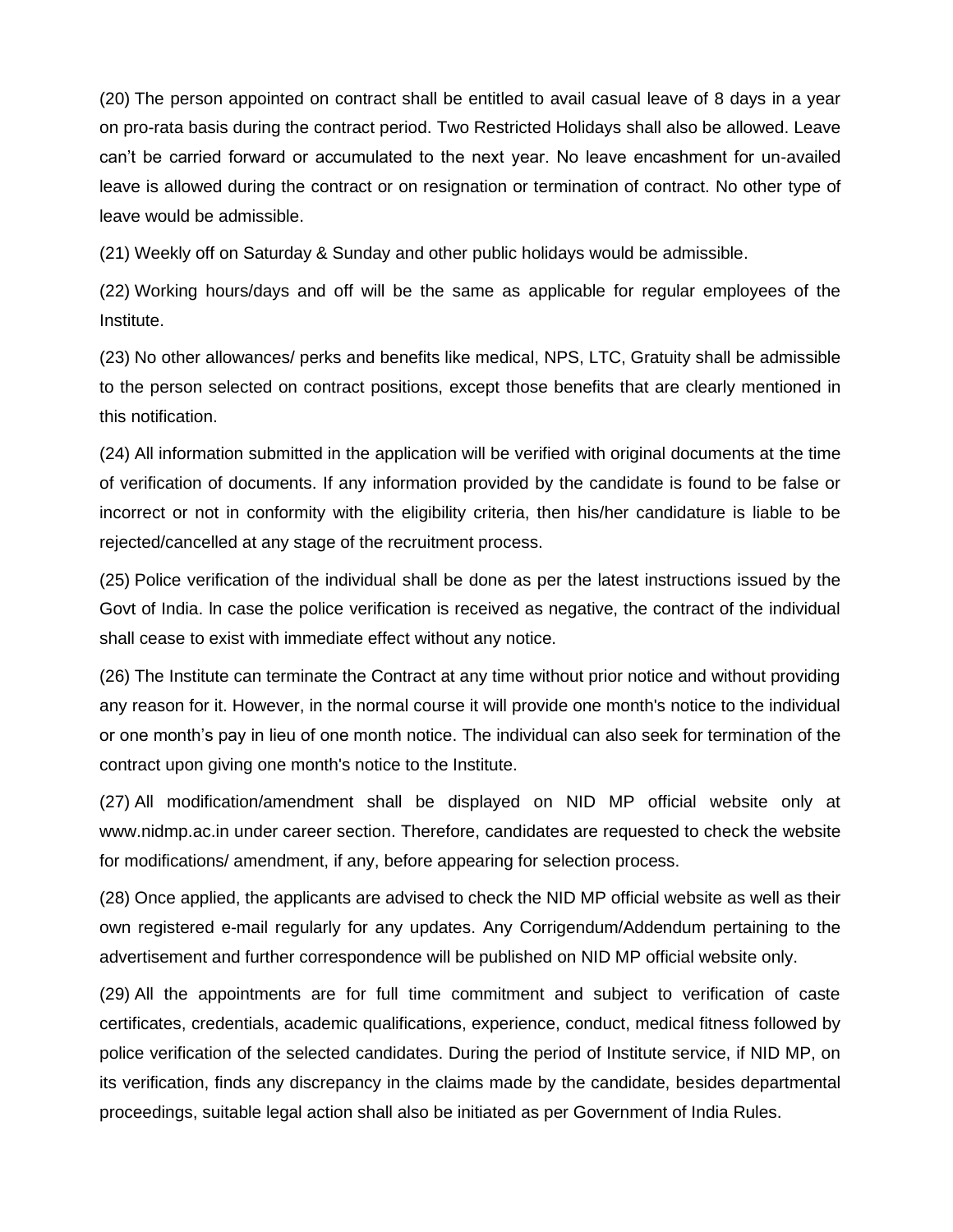(20) The person appointed on contract shall be entitled to avail casual leave of 8 days in a year on pro-rata basis during the contract period. Two Restricted Holidays shall also be allowed. Leave can't be carried forward or accumulated to the next year. No leave encashment for un-availed leave is allowed during the contract or on resignation or termination of contract. No other type of leave would be admissible.

(21) Weekly off on Saturday & Sunday and other public holidays would be admissible.

(22) Working hours/days and off will be the same as applicable for regular employees of the Institute.

(23) No other allowances/ perks and benefits like medical, NPS, LTC, Gratuity shall be admissible to the person selected on contract positions, except those benefits that are clearly mentioned in this notification.

(24) All information submitted in the application will be verified with original documents at the time of verification of documents. If any information provided by the candidate is found to be false or incorrect or not in conformity with the eligibility criteria, then his/her candidature is liable to be rejected/cancelled at any stage of the recruitment process.

(25) Police verification of the individual shall be done as per the latest instructions issued by the Govt of India. In case the police verification is received as negative, the contract of the individual shall cease to exist with immediate effect without any notice.

(26) The Institute can terminate the Contract at any time without prior notice and without providing any reason for it. However, in the normal course it will provide one month's notice to the individual or one month's pay in lieu of one month notice. The individual can also seek for termination of the contract upon giving one month's notice to the Institute.

(27) All modification/amendment shall be displayed on NID MP official website only at www.nidmp.ac.in under career section. Therefore, candidates are requested to check the website for modifications/ amendment, if any, before appearing for selection process.

(28) Once applied, the applicants are advised to check the NID MP official website as well as their own registered e-mail regularly for any updates. Any Corrigendum/Addendum pertaining to the advertisement and further correspondence will be published on NID MP official website only.

(29) All the appointments are for full time commitment and subject to verification of caste certificates, credentials, academic qualifications, experience, conduct, medical fitness followed by police verification of the selected candidates. During the period of Institute service, if NID MP, on its verification, finds any discrepancy in the claims made by the candidate, besides departmental proceedings, suitable legal action shall also be initiated as per Government of India Rules.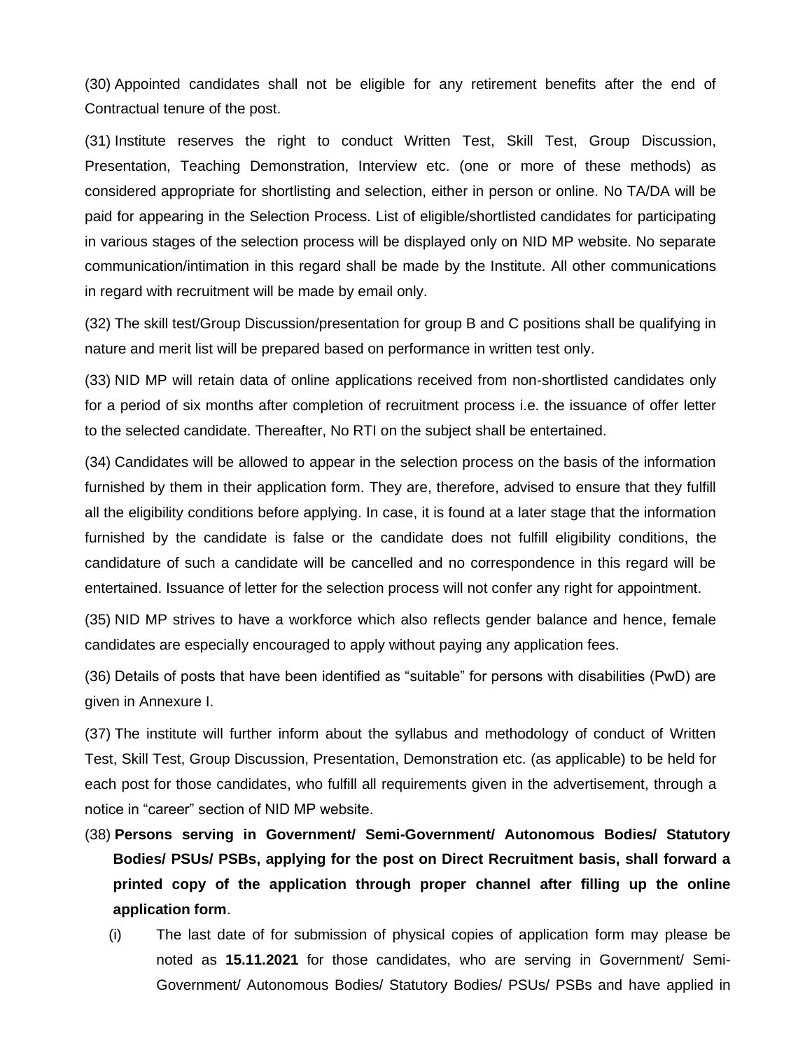(30) Appointed candidates shall not be eligible for any retirement benefits after the end of Contractual tenure of the post.

(31) Institute reserves the right to conduct Written Test, Skill Test, Group Discussion, Presentation, Teaching Demonstration, Interview etc. (one or more of these methods) as considered appropriate for shortlisting and selection, either in person or online. No TA/DA will be paid for appearing in the Selection Process. List of eligible/shortlisted candidates for participating in various stages of the selection process will be displayed only on NID MP website. No separate communication/intimation in this regard shall be made by the Institute. All other communications in regard with recruitment will be made by email only.

(32) The skill test/Group Discussion/presentation for group B and C positions shall be qualifying in nature and merit list will be prepared based on performance in written test only.

(33) NID MP will retain data of online applications received from non-shortlisted candidates only for a period of six months after completion of recruitment process i.e. the issuance of offer letter to the selected candidate. Thereafter, No RTI on the subject shall be entertained.

(34) Candidates will be allowed to appear in the selection process on the basis of the information furnished by them in their application form. They are, therefore, advised to ensure that they fulfill all the eligibility conditions before applying. In case, it is found at a later stage that the information furnished by the candidate is false or the candidate does not fulfill eligibility conditions, the candidature of such a candidate will be cancelled and no correspondence in this regard will be entertained. Issuance of letter for the selection process will not confer any right for appointment.

(35) NID MP strives to have a workforce which also reflects gender balance and hence, female candidates are especially encouraged to apply without paying any application fees.

(36) Details of posts that have been identified as "suitable" for persons with disabilities (PwD) are given in Annexure I.

(37) The institute will further inform about the syllabus and methodology of conduct of Written Test, Skill Test, Group Discussion, Presentation, Demonstration etc. (as applicable) to be held for each post for those candidates, who fulfill all requirements given in the advertisement, through a notice in "career" section of NID MP website.

(38) **Persons serving in Government/ Semi-Government/ Autonomous Bodies/ Statutory Bodies/ PSUs/ PSBs, applying for the post on Direct Recruitment basis, shall forward a printed copy of the application through proper channel after filling up the online application form**.

  (i) The last date of for submission of physical copies of application form may please be noted as **15.11.2021** for those candidates, who are serving in Government/ Semi-Government/ Autonomous Bodies/ Statutory Bodies/ PSUs/ PSBs and have applied in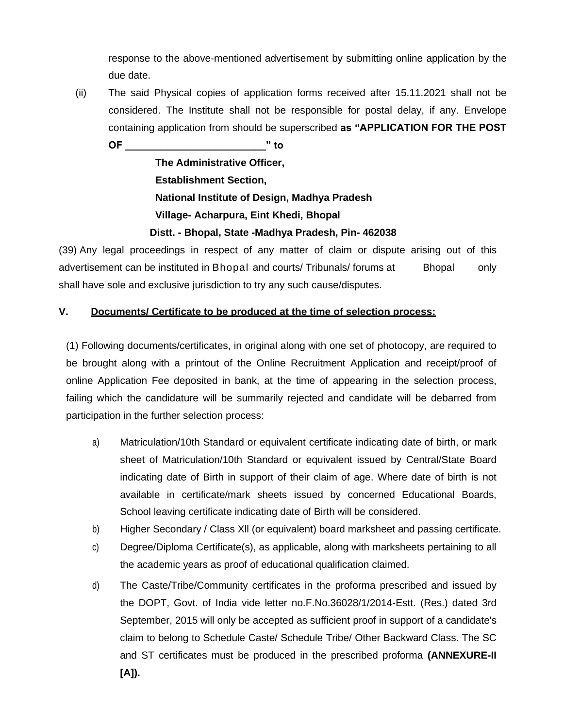response to the above-mentioned advertisement by submitting online application by the due date.

(ii) The said Physical copies of application forms received after 15.11.2021 shall not be considered. The Institute shall not be responsible for postal delay, if any. Envelope containing application from should be superscribed **as "APPLICATION FOR THE POST OF ________________________" to**

**The Administrative Officer,**
**Establishment Section,**
**National Institute of Design, Madhya Pradesh**
**Village- Acharpura, Eint Khedi, Bhopal**
**Distt. - Bhopal, State -Madhya Pradesh, Pin- 462038**

(39) Any legal proceedings in respect of any matter of claim or dispute arising out of this advertisement can be instituted in Bhopal and courts/ Tribunals/ forums at Bhopal only shall have sole and exclusive jurisdiction to try any such cause/disputes.

## V. Documents/ Certificate to be produced at the time of selection process:

(1) Following documents/certificates, in original along with one set of photocopy, are required to be brought along with a printout of the Online Recruitment Application and receipt/proof of online Application Fee deposited in bank, at the time of appearing in the selection process, failing which the candidature will be summarily rejected and candidate will be debarred from participation in the further selection process:

a) Matriculation/10th Standard or equivalent certificate indicating date of birth, or mark sheet of Matriculation/10th Standard or equivalent issued by Central/State Board indicating date of Birth in support of their claim of age. Where date of birth is not available in certificate/mark sheets issued by concerned Educational Boards, School leaving certificate indicating date of Birth will be considered.

b) Higher Secondary / Class XII (or equivalent) board marksheet and passing certificate.

c) Degree/Diploma Certificate(s), as applicable, along with marksheets pertaining to all the academic years as proof of educational qualification claimed.

d) The Caste/Tribe/Community certificates in the proforma prescribed and issued by the DOPT, Govt. of India vide letter no.F.No.36028/1/2014-Estt. (Res.) dated 3rd September, 2015 will only be accepted as sufficient proof in support of a candidate's claim to belong to Schedule Caste/ Schedule Tribe/ Other Backward Class. The SC and ST certificates must be produced in the prescribed proforma **(ANNEXURE-II [A]).**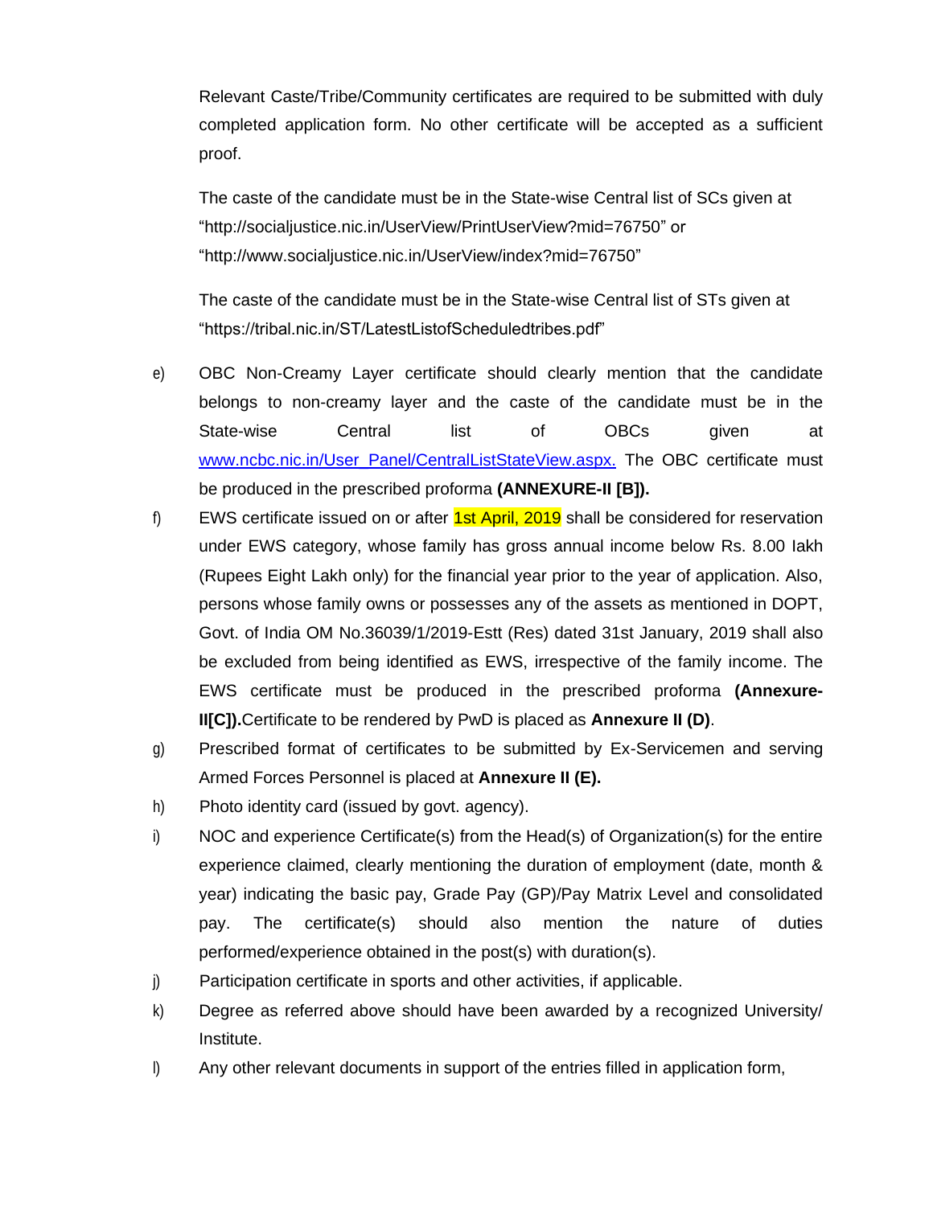Relevant Caste/Tribe/Community certificates are required to be submitted with duly completed application form. No other certificate will be accepted as a sufficient proof.

The caste of the candidate must be in the State-wise Central list of SCs given at "http://socialjustice.nic.in/UserView/PrintUserView?mid=76750" or "http://www.socialjustice.nic.in/UserView/index?mid=76750"

The caste of the candidate must be in the State-wise Central list of STs given at "https://tribal.nic.in/ST/LatestListofScheduledtribes.pdf"

e) OBC Non-Creamy Layer certificate should clearly mention that the candidate belongs to non-creamy layer and the caste of the candidate must be in the State-wise Central list of OBCs given at www.ncbc.nic.in/User_Panel/CentralListStateView.aspx. The OBC certificate must be produced in the prescribed proforma **(ANNEXURE-II [B]).**

f) EWS certificate issued on or after 1st April, 2019 shall be considered for reservation under EWS category, whose family has gross annual income below Rs. 8.00 lakh (Rupees Eight Lakh only) for the financial year prior to the year of application. Also, persons whose family owns or possesses any of the assets as mentioned in DOPT, Govt. of India OM No.36039/1/2019-Estt (Res) dated 31st January, 2019 shall also be excluded from being identified as EWS, irrespective of the family income. The EWS certificate must be produced in the prescribed proforma **(Annexure-II[C]).**Certificate to be rendered by PwD is placed as **Annexure II (D)**.

g) Prescribed format of certificates to be submitted by Ex-Servicemen and serving Armed Forces Personnel is placed at **Annexure II (E).**

h) Photo identity card (issued by govt. agency).

i) NOC and experience Certificate(s) from the Head(s) of Organization(s) for the entire experience claimed, clearly mentioning the duration of employment (date, month & year) indicating the basic pay, Grade Pay (GP)/Pay Matrix Level and consolidated pay. The certificate(s) should also mention the nature of duties performed/experience obtained in the post(s) with duration(s).

j) Participation certificate in sports and other activities, if applicable.

k) Degree as referred above should have been awarded by a recognized University/ Institute.

l) Any other relevant documents in support of the entries filled in application form,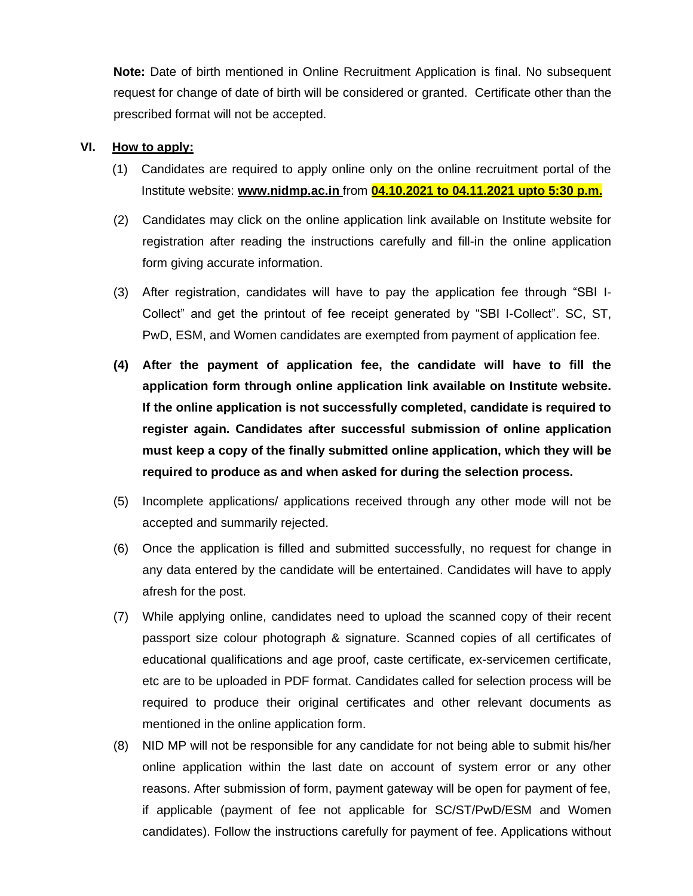**Note:** Date of birth mentioned in Online Recruitment Application is final. No subsequent request for change of date of birth will be considered or granted. Certificate other than the prescribed format will not be accepted.

## VI. How to apply:

(1) Candidates are required to apply online only on the online recruitment portal of the Institute website: **www.nidmp.ac.in** from **04.10.2021 to 04.11.2021 upto 5:30 p.m.**

(2) Candidates may click on the online application link available on Institute website for registration after reading the instructions carefully and fill-in the online application form giving accurate information.

(3) After registration, candidates will have to pay the application fee through "SBI I-Collect" and get the printout of fee receipt generated by "SBI I-Collect". SC, ST, PwD, ESM, and Women candidates are exempted from payment of application fee.

**(4) After the payment of application fee, the candidate will have to fill the application form through online application link available on Institute website. If the online application is not successfully completed, candidate is required to register again. Candidates after successful submission of online application must keep a copy of the finally submitted online application, which they will be required to produce as and when asked for during the selection process.**

(5) Incomplete applications/ applications received through any other mode will not be accepted and summarily rejected.

(6) Once the application is filled and submitted successfully, no request for change in any data entered by the candidate will be entertained. Candidates will have to apply afresh for the post.

(7) While applying online, candidates need to upload the scanned copy of their recent passport size colour photograph & signature. Scanned copies of all certificates of educational qualifications and age proof, caste certificate, ex-servicemen certificate, etc are to be uploaded in PDF format. Candidates called for selection process will be required to produce their original certificates and other relevant documents as mentioned in the online application form.

(8) NID MP will not be responsible for any candidate for not being able to submit his/her online application within the last date on account of system error or any other reasons. After submission of form, payment gateway will be open for payment of fee, if applicable (payment of fee not applicable for SC/ST/PwD/ESM and Women candidates). Follow the instructions carefully for payment of fee. Applications without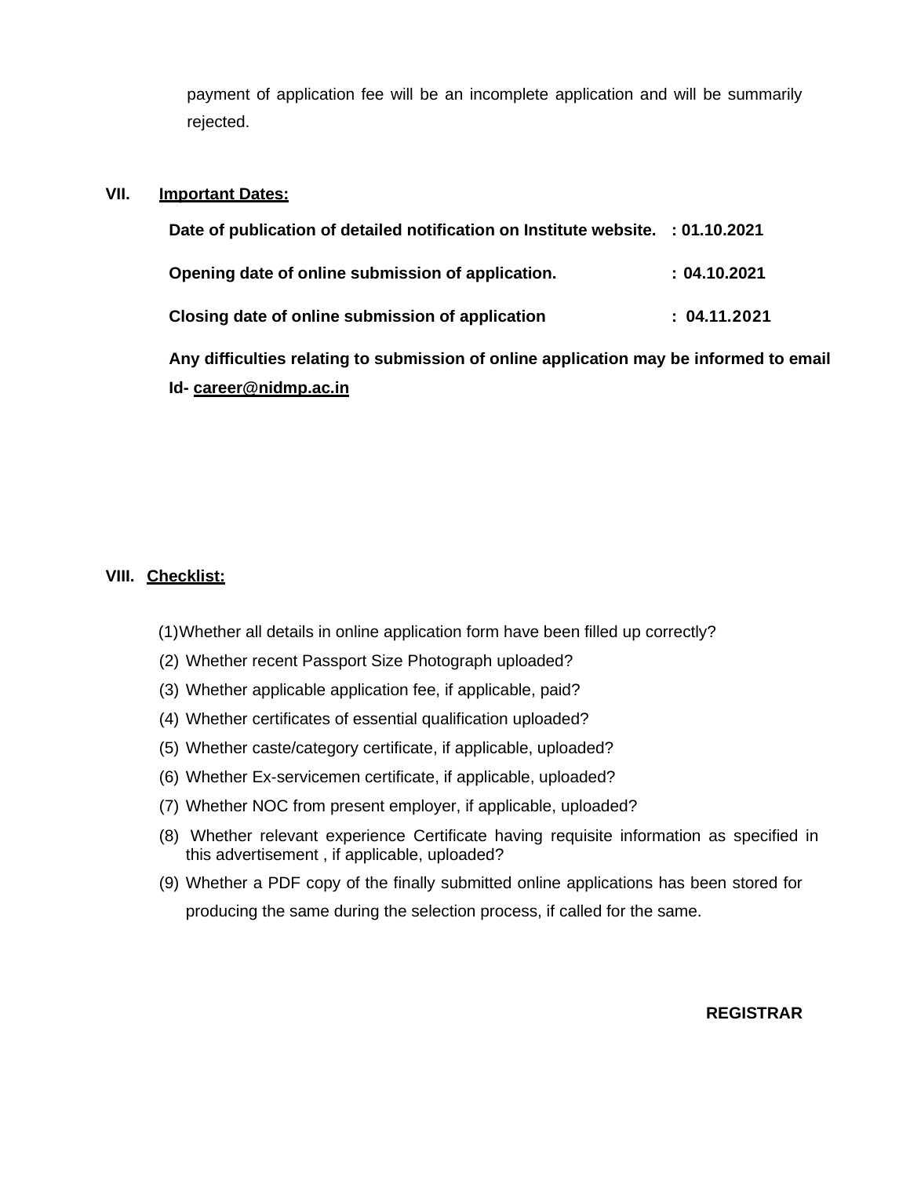payment of application fee will be an incomplete application and will be summarily rejected.

## VII. Important Dates:

**Date of publication of detailed notification on Institute website. : 01.10.2021**

**Opening date of online submission of application. : 04.10.2021**

**Closing date of online submission of application : 04.11.2021**

**Any difficulties relating to submission of online application may be informed to email Id- career@nidmp.ac.in**

## VIII. Checklist:

(1) Whether all details in online application form have been filled up correctly?
(2) Whether recent Passport Size Photograph uploaded?
(3) Whether applicable application fee, if applicable, paid?
(4) Whether certificates of essential qualification uploaded?
(5) Whether caste/category certificate, if applicable, uploaded?
(6) Whether Ex-servicemen certificate, if applicable, uploaded?
(7) Whether NOC from present employer, if applicable, uploaded?
(8) Whether relevant experience Certificate having requisite information as specified in this advertisement , if applicable, uploaded?
(9) Whether a PDF copy of the finally submitted online applications has been stored for producing the same during the selection process, if called for the same.

**REGISTRAR**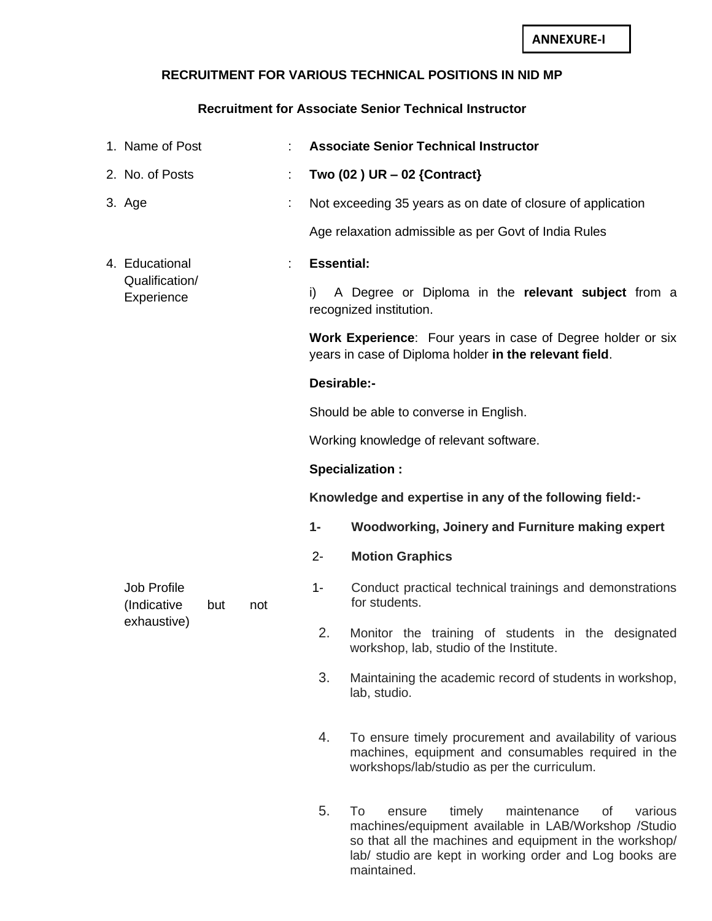**ANNEXURE-I**

## RECRUITMENT FOR VARIOUS TECHNICAL POSITIONS IN NID MP

### Recruitment for Associate Senior Technical Instructor

| | | | |
|---|---|---|---|
| 1. | Name of Post | : | **Associate Senior Technical Instructor** |
| 2. | No. of Posts | : | **Two (02 ) UR – 02 {Contract}** |
| 3. | Age | : | Not exceeding 35 years as on date of closure of application<br><br>Age relaxation admissible as per Govt of India Rules |
| 4. | Educational Qualification/ Experience | : | **Essential:**<br><br>i) A Degree or Diploma in the **relevant subject** from a recognized institution.<br><br>**Work Experience**: Four years in case of Degree holder or six years in case of Diploma holder **in the relevant field**.<br><br>**Desirable:-**<br><br>Should be able to converse in English.<br><br>Working knowledge of relevant software.<br><br>**Specialization :**<br><br>**Knowledge and expertise in any of the following field:-**<br><br>**1- Woodworking, Joinery and Furniture making expert**<br><br>2- **Motion Graphics** |
| | Job Profile (Indicative but not exhaustive) | | 1- Conduct practical technical trainings and demonstrations for students.<br><br>2. Monitor the training of students in the designated workshop, lab, studio of the Institute.<br><br>3. Maintaining the academic record of students in workshop, lab, studio.<br><br>4. To ensure timely procurement and availability of various machines, equipment and consumables required in the workshops/lab/studio as per the curriculum.<br><br>5. To ensure timely maintenance of various machines/equipment available in LAB/Workshop /Studio so that all the machines and equipment in the workshop/ lab/ studio are kept in working order and Log books are maintained. |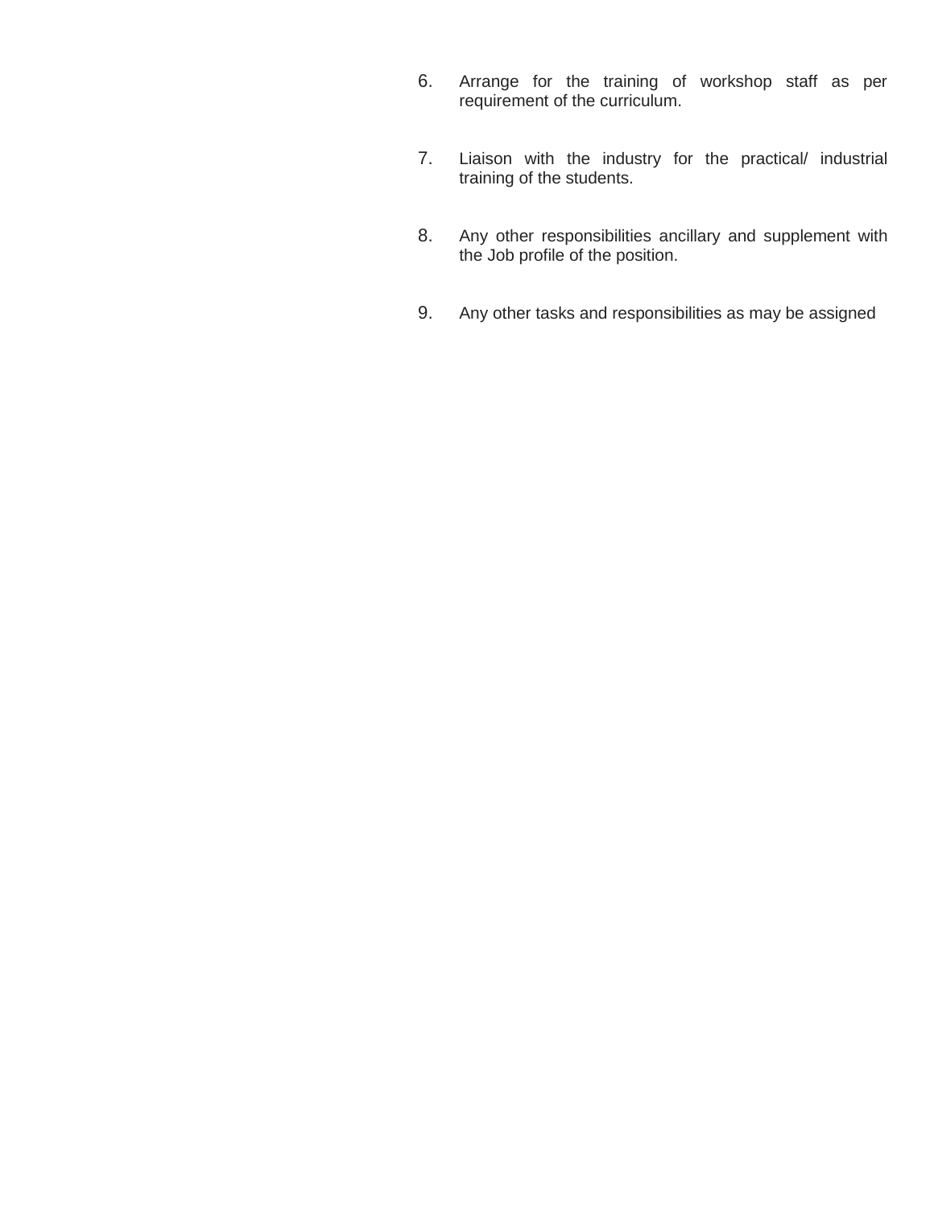6. Arrange for the training of workshop staff as per requirement of the curriculum.

7. Liaison with the industry for the practical/ industrial training of the students.

8. Any other responsibilities ancillary and supplement with the Job profile of the position.

9. Any other tasks and responsibilities as may be assigned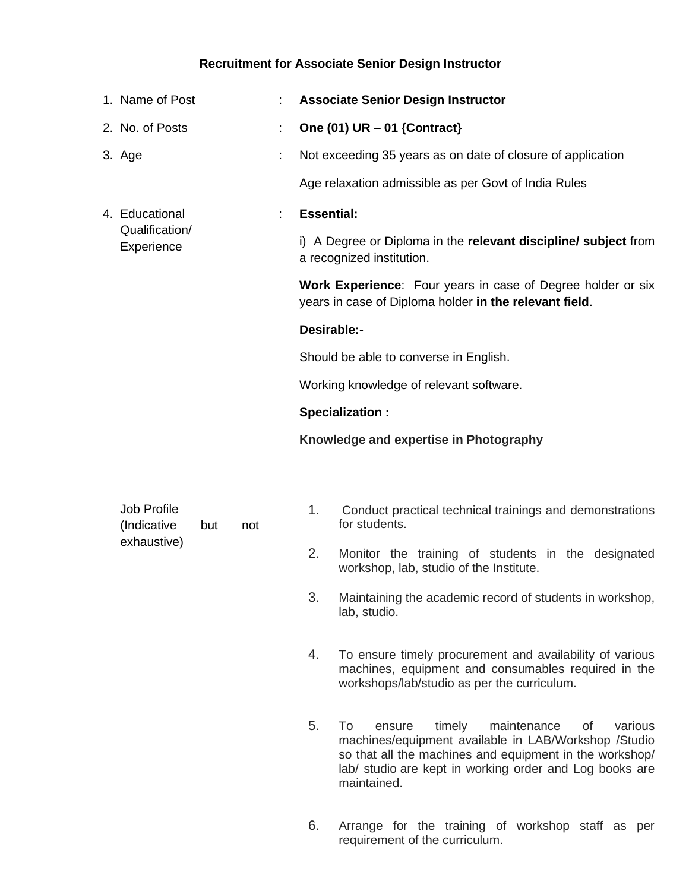## Recruitment for Associate Senior Design Instructor

| | | | |
|---|---|---|---|
| 1. | Name of Post | : | **Associate Senior Design Instructor** |
| 2. | No. of Posts | : | **One (01) UR – 01 {Contract}** |
| 3. | Age | : | Not exceeding 35 years as on date of closure of application<br><br>Age relaxation admissible as per Govt of India Rules |
| 4. | Educational Qualification/ Experience | : | **Essential:**<br><br>i) A Degree or Diploma in the **relevant discipline/ subject** from a recognized institution.<br><br>**Work Experience**: Four years in case of Degree holder or six years in case of Diploma holder **in the relevant field**.<br><br>**Desirable:-**<br><br>Should be able to converse in English.<br><br>Working knowledge of relevant software.<br><br>**Specialization :**<br><br>**Knowledge and expertise in Photography** |
| | Job Profile (Indicative but not exhaustive) | | 1. Conduct practical technical trainings and demonstrations for students.<br><br>2. Monitor the training of students in the designated workshop, lab, studio of the Institute.<br><br>3. Maintaining the academic record of students in workshop, lab, studio.<br><br>4. To ensure timely procurement and availability of various machines, equipment and consumables required in the workshops/lab/studio as per the curriculum.<br><br>5. To ensure timely maintenance of various machines/equipment available in LAB/Workshop /Studio so that all the machines and equipment in the workshop/ lab/ studio are kept in working order and Log books are maintained.<br><br>6. Arrange for the training of workshop staff as per requirement of the curriculum. |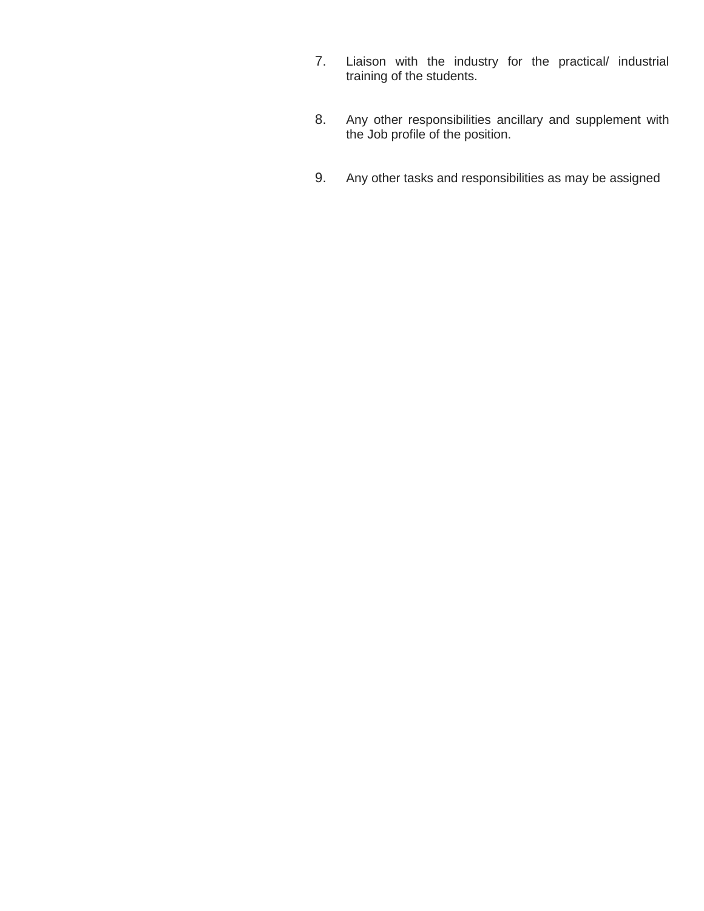7. Liaison with the industry for the practical/ industrial training of the students.

8. Any other responsibilities ancillary and supplement with the Job profile of the position.

9. Any other tasks and responsibilities as may be assigned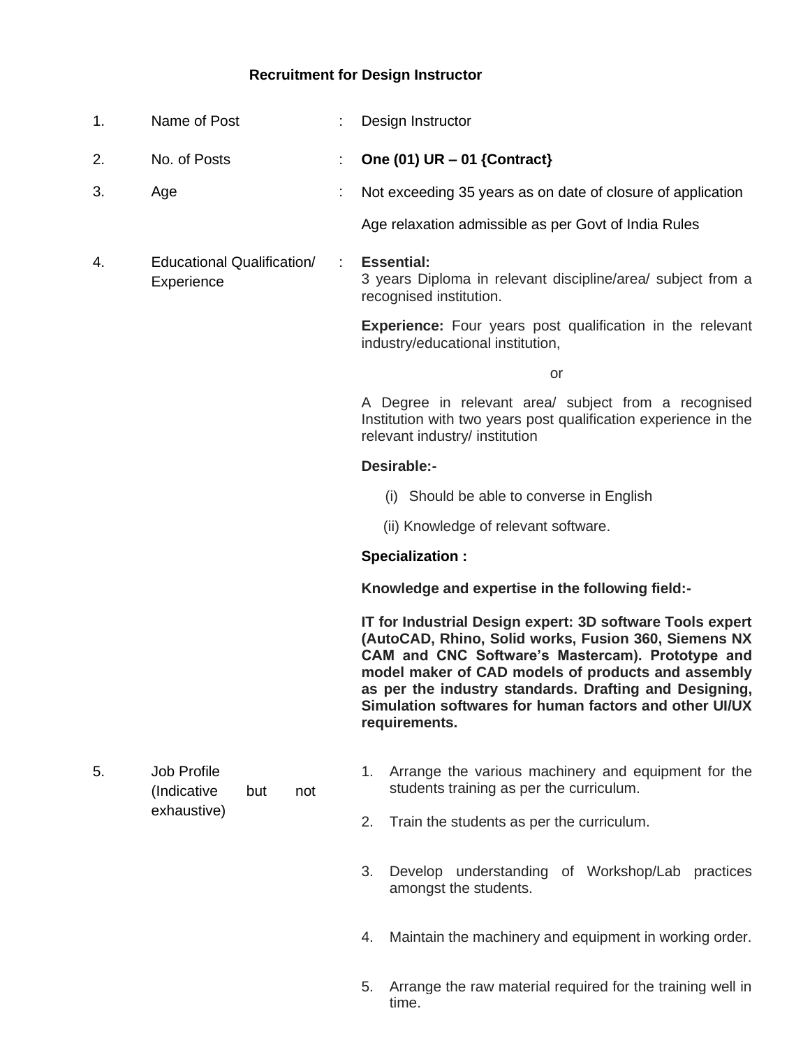## Recruitment for Design Instructor

| | | | |
|---|---|---|---|
| 1. | Name of Post | : | Design Instructor |
| 2. | No. of Posts | : | **One (01) UR – 01 {Contract}** |
| 3. | Age | : | Not exceeding 35 years as on date of closure of application<br><br>Age relaxation admissible as per Govt of India Rules |
| 4. | Educational Qualification/ Experience | : | **Essential:**<br>3 years Diploma in relevant discipline/area/ subject from a recognised institution.<br><br>**Experience:** Four years post qualification in the relevant industry/educational institution,<br><br>or<br><br>A Degree in relevant area/ subject from a recognised Institution with two years post qualification experience in the relevant industry/ institution<br><br>**Desirable:-**<br>(i) Should be able to converse in English<br>(ii) Knowledge of relevant software.<br><br>**Specialization :**<br><br>**Knowledge and expertise in the following field:-**<br><br>**IT for Industrial Design expert: 3D software Tools expert (AutoCAD, Rhino, Solid works, Fusion 360, Siemens NX CAM and CNC Software's Mastercam). Prototype and model maker of CAD models of products and assembly as per the industry standards. Drafting and Designing, Simulation softwares for human factors and other UI/UX requirements.** |
| 5. | Job Profile (Indicative but not exhaustive) | | 1. Arrange the various machinery and equipment for the students training as per the curriculum.<br>2. Train the students as per the curriculum.<br>3. Develop understanding of Workshop/Lab practices amongst the students.<br>4. Maintain the machinery and equipment in working order.<br>5. Arrange the raw material required for the training well in time. |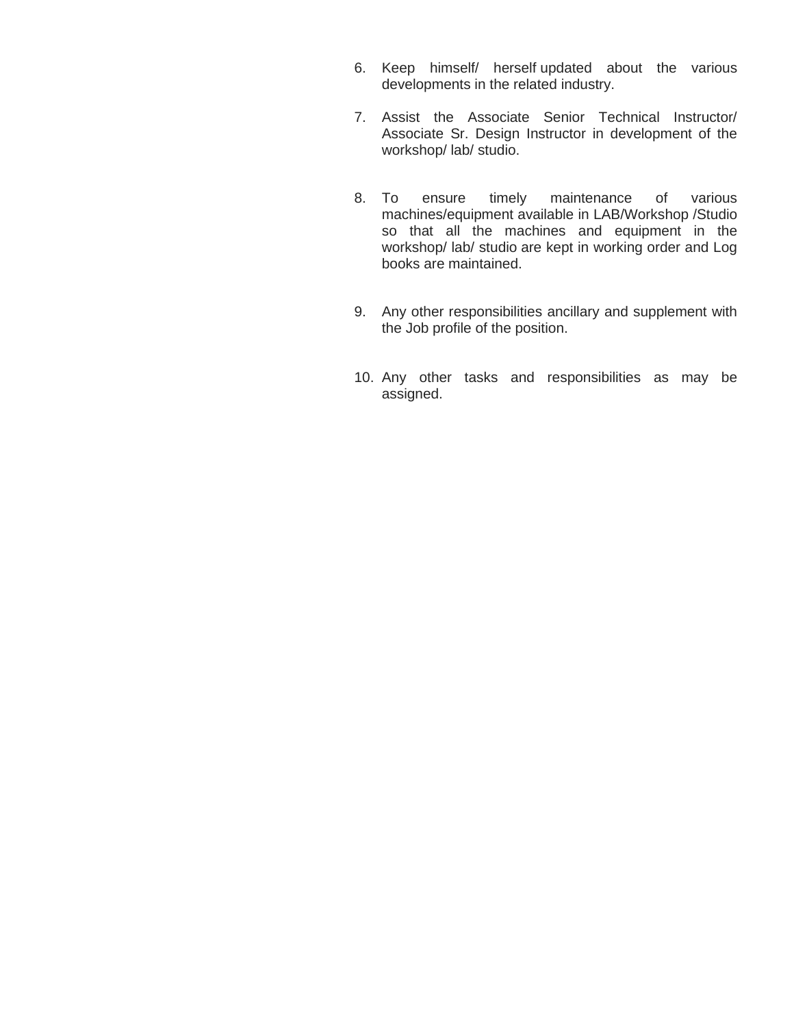6. Keep himself/ herself updated about the various developments in the related industry.

7. Assist the Associate Senior Technical Instructor/ Associate Sr. Design Instructor in development of the workshop/ lab/ studio.

8. To ensure timely maintenance of various machines/equipment available in LAB/Workshop /Studio so that all the machines and equipment in the workshop/ lab/ studio are kept in working order and Log books are maintained.

9. Any other responsibilities ancillary and supplement with the Job profile of the position.

10. Any other tasks and responsibilities as may be assigned.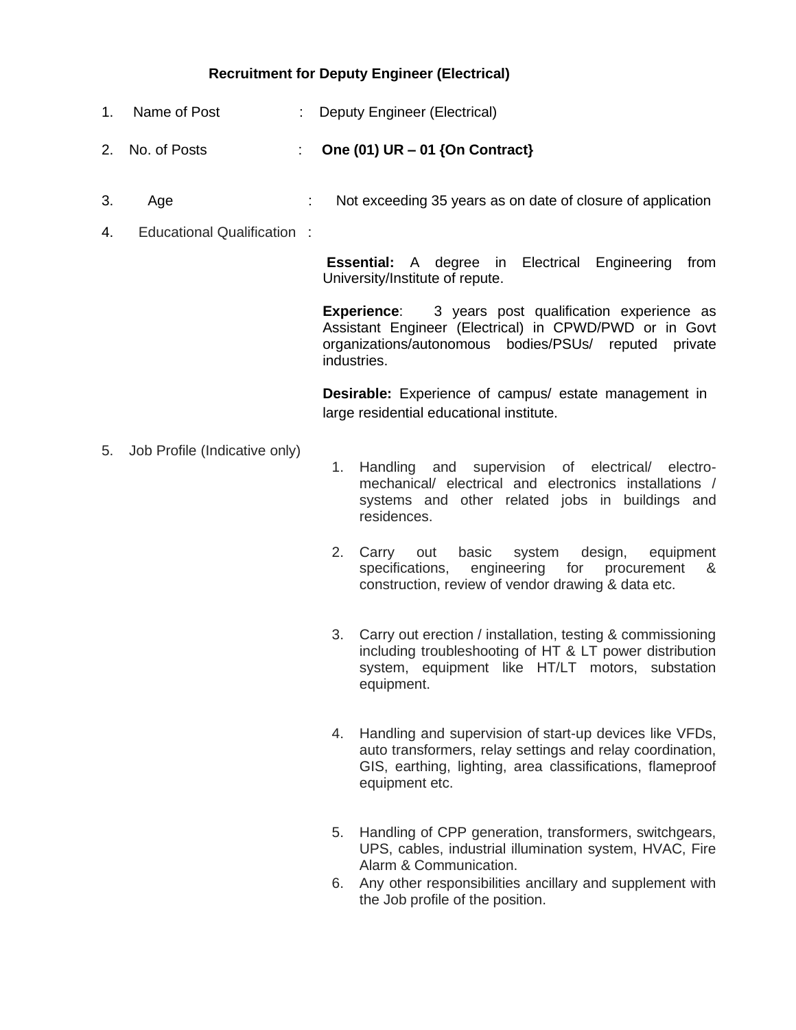# Recruitment for Deputy Engineer (Electrical)

1. Name of Post : Deputy Engineer (Electrical)

2. No. of Posts : **One (01) UR – 01 {On Contract}**

3. Age : Not exceeding 35 years as on date of closure of application

4. Educational Qualification :

   **Essential:** A degree in Electrical Engineering from University/Institute of repute.

   **Experience**: 3 years post qualification experience as Assistant Engineer (Electrical) in CPWD/PWD or in Govt organizations/autonomous bodies/PSUs/ reputed private industries.

   **Desirable:** Experience of campus/ estate management in large residential educational institute.

5. Job Profile (Indicative only)

   1. Handling and supervision of electrical/ electro-mechanical/ electrical and electronics installations / systems and other related jobs in buildings and residences.

   2. Carry out basic system design, equipment specifications, engineering for procurement & construction, review of vendor drawing & data etc.

   3. Carry out erection / installation, testing & commissioning including troubleshooting of HT & LT power distribution system, equipment like HT/LT motors, substation equipment.

   4. Handling and supervision of start-up devices like VFDs, auto transformers, relay settings and relay coordination, GIS, earthing, lighting, area classifications, flameproof equipment etc.

   5. Handling of CPP generation, transformers, switchgears, UPS, cables, industrial illumination system, HVAC, Fire Alarm & Communication.
   6. Any other responsibilities ancillary and supplement with the Job profile of the position.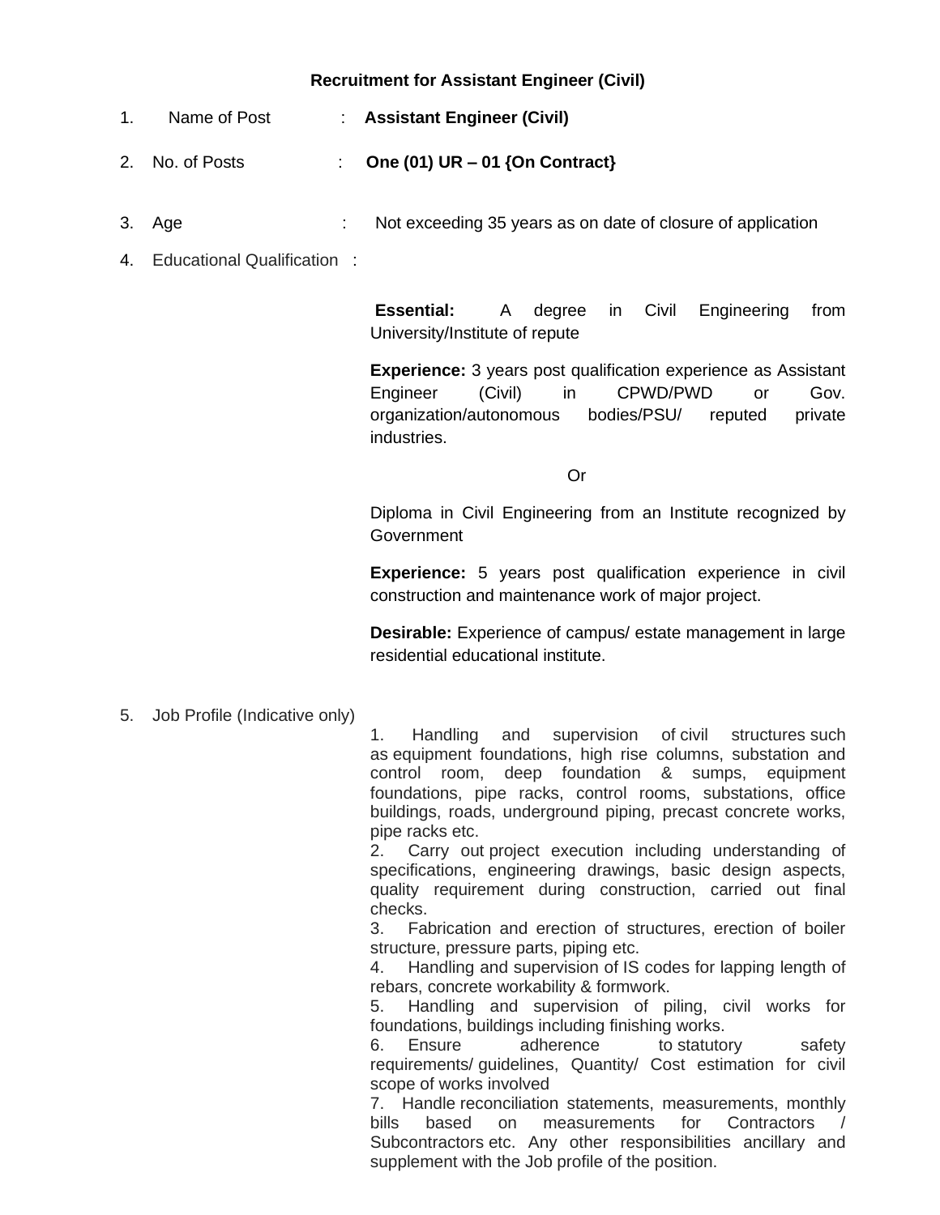## Recruitment for Assistant Engineer (Civil)

1. Name of Post : **Assistant Engineer (Civil)**

2. No. of Posts : **One (01) UR – 01 {On Contract}**

3. Age : Not exceeding 35 years as on date of closure of application

4. Educational Qualification :

   **Essential:** A degree in Civil Engineering from University/Institute of repute

   **Experience:** 3 years post qualification experience as Assistant Engineer (Civil) in CPWD/PWD or Gov. organization/autonomous bodies/PSU/ reputed private industries.

   Or

   Diploma in Civil Engineering from an Institute recognized by Government

   **Experience:** 5 years post qualification experience in civil construction and maintenance work of major project.

   **Desirable:** Experience of campus/ estate management in large residential educational institute.

5. Job Profile (Indicative only)

   1. Handling and supervision of civil structures such as equipment foundations, high rise columns, substation and control room, deep foundation & sumps, equipment foundations, pipe racks, control rooms, substations, office buildings, roads, underground piping, precast concrete works, pipe racks etc.
   2. Carry out project execution including understanding of specifications, engineering drawings, basic design aspects, quality requirement during construction, carried out final checks.
   3. Fabrication and erection of structures, erection of boiler structure, pressure parts, piping etc.
   4. Handling and supervision of IS codes for lapping length of rebars, concrete workability & formwork.
   5. Handling and supervision of piling, civil works for foundations, buildings including finishing works.
   6. Ensure adherence to statutory safety requirements/ guidelines, Quantity/ Cost estimation for civil scope of works involved
   7. Handle reconciliation statements, measurements, monthly bills based on measurements for Contractors / Subcontractors etc. Any other responsibilities ancillary and supplement with the Job profile of the position.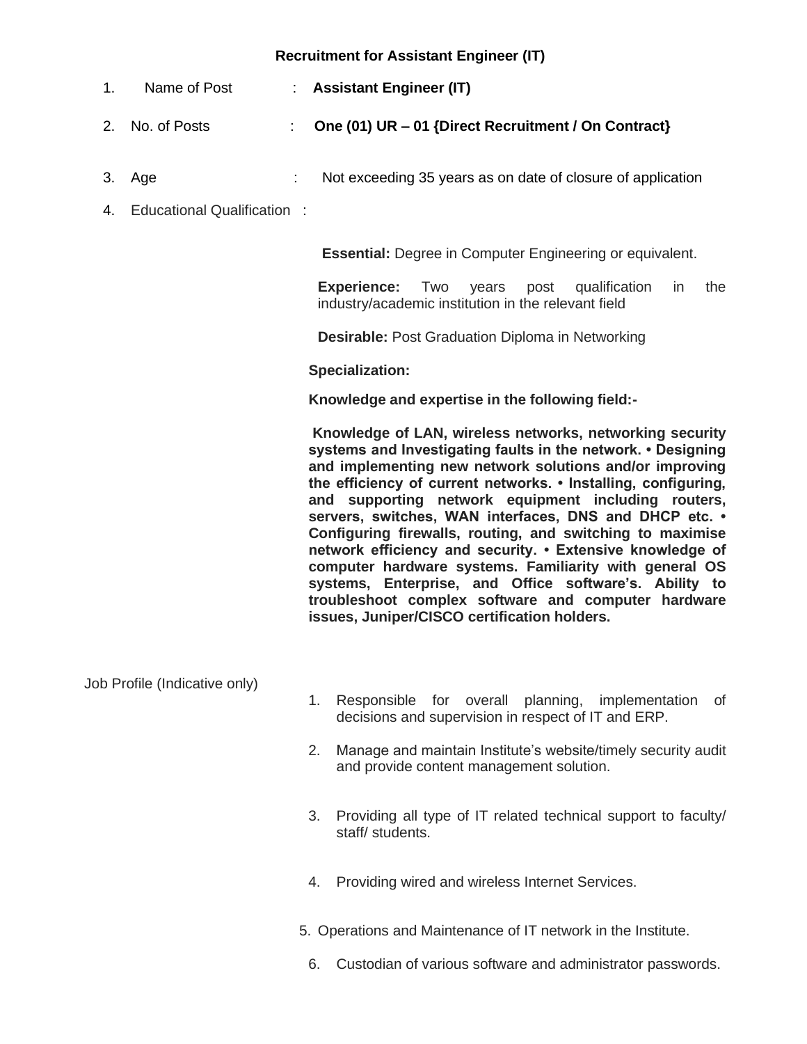### Recruitment for Assistant Engineer (IT)

1. Name of Post : **Assistant Engineer (IT)**

2. No. of Posts : **One (01) UR – 01 {Direct Recruitment / On Contract}**

3. Age : Not exceeding 35 years as on date of closure of application

4. Educational Qualification :

   **Essential:** Degree in Computer Engineering or equivalent.

   **Experience:** Two years post qualification in the industry/academic institution in the relevant field

   **Desirable:** Post Graduation Diploma in Networking

   **Specialization:**

   **Knowledge and expertise in the following field:-**

   **Knowledge of LAN, wireless networks, networking security systems and Investigating faults in the network. • Designing and implementing new network solutions and/or improving the efficiency of current networks. • Installing, configuring, and supporting network equipment including routers, servers, switches, WAN interfaces, DNS and DHCP etc. • Configuring firewalls, routing, and switching to maximise network efficiency and security. • Extensive knowledge of computer hardware systems. Familiarity with general OS systems, Enterprise, and Office software's. Ability to troubleshoot complex software and computer hardware issues, Juniper/CISCO certification holders.**

Job Profile (Indicative only)

1. Responsible for overall planning, implementation of decisions and supervision in respect of IT and ERP.
2. Manage and maintain Institute's website/timely security audit and provide content management solution.
3. Providing all type of IT related technical support to faculty/ staff/ students.
4. Providing wired and wireless Internet Services.
5. Operations and Maintenance of IT network in the Institute.
6. Custodian of various software and administrator passwords.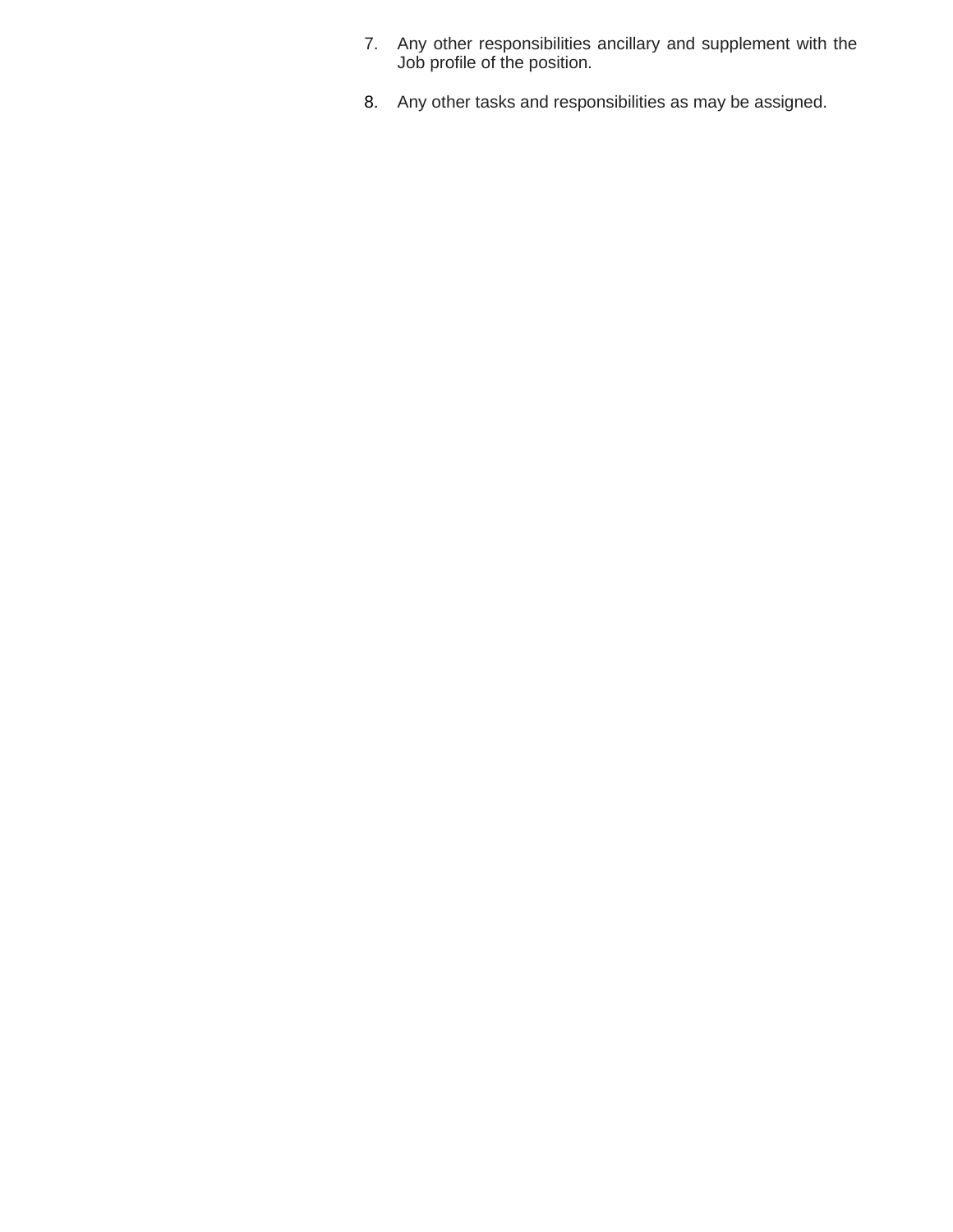7. Any other responsibilities ancillary and supplement with the Job profile of the position.

8. Any other tasks and responsibilities as may be assigned.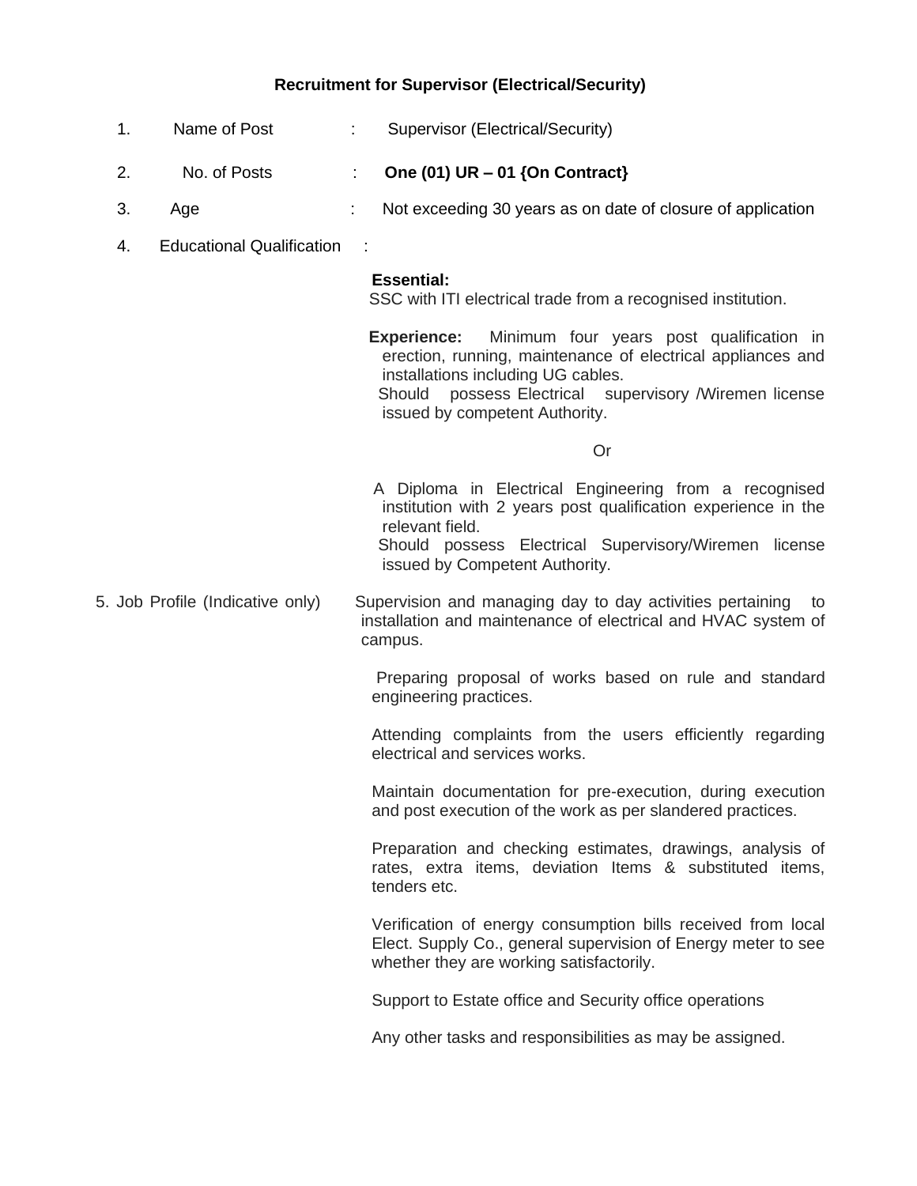## Recruitment for Supervisor (Electrical/Security)

1. Name of Post : Supervisor (Electrical/Security)

2. No. of Posts : **One (01) UR – 01 {On Contract}**

3. Age : Not exceeding 30 years as on date of closure of application

4. Educational Qualification :

   **Essential:**
   SSC with ITI electrical trade from a recognised institution.

   **Experience:** Minimum four years post qualification in erection, running, maintenance of electrical appliances and installations including UG cables.
   Should possess Electrical supervisory /Wiremen license issued by competent Authority.

   Or

   A Diploma in Electrical Engineering from a recognised institution with 2 years post qualification experience in the relevant field.
   Should possess Electrical Supervisory/Wiremen license issued by Competent Authority.

5. Job Profile (Indicative only) Supervision and managing day to day activities pertaining to installation and maintenance of electrical and HVAC system of campus.

   Preparing proposal of works based on rule and standard engineering practices.

   Attending complaints from the users efficiently regarding electrical and services works.

   Maintain documentation for pre-execution, during execution and post execution of the work as per slandered practices.

   Preparation and checking estimates, drawings, analysis of rates, extra items, deviation Items & substituted items, tenders etc.

   Verification of energy consumption bills received from local Elect. Supply Co., general supervision of Energy meter to see whether they are working satisfactorily.

   Support to Estate office and Security office operations

   Any other tasks and responsibilities as may be assigned.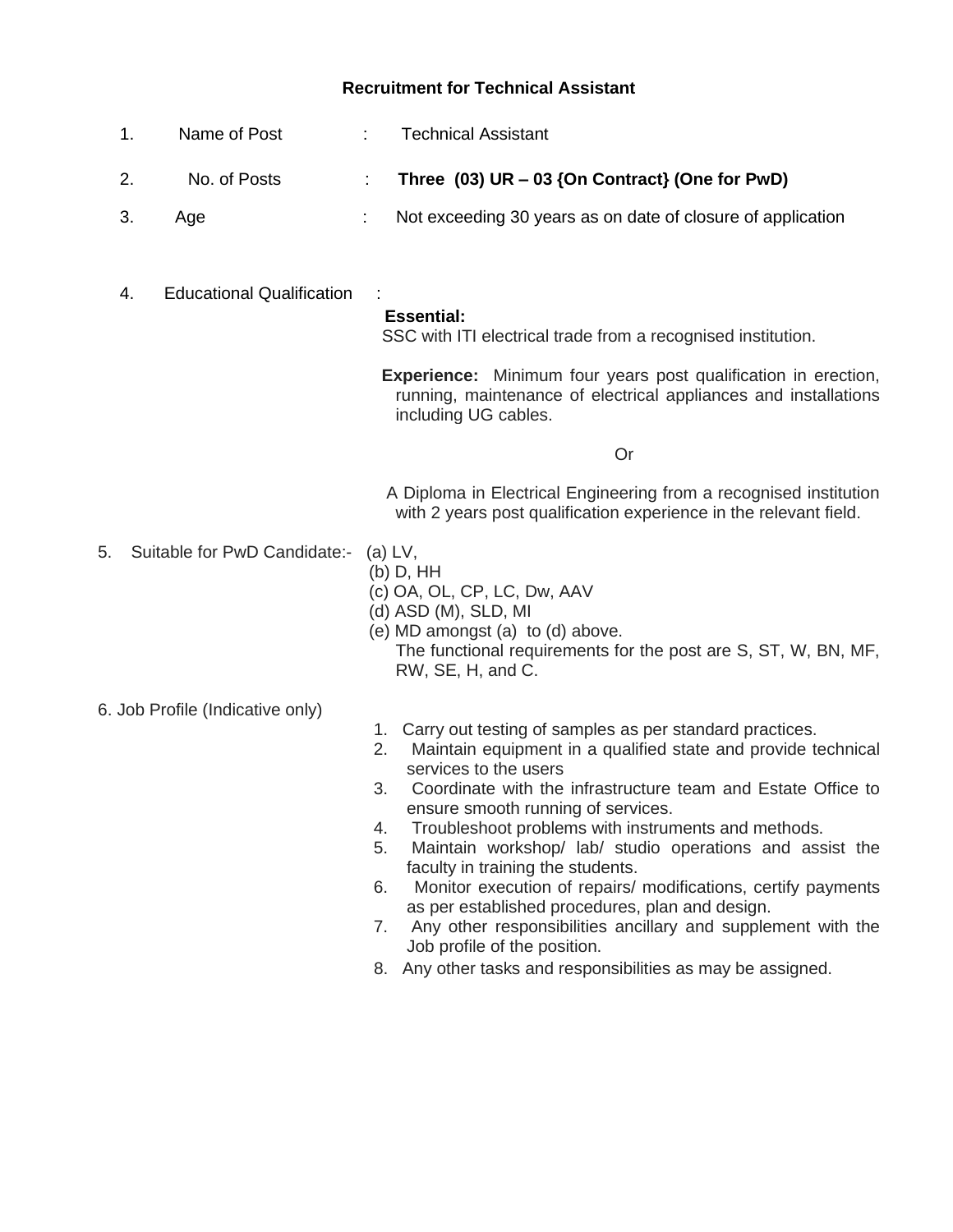## Recruitment for Technical Assistant

1. Name of Post : Technical Assistant

2. No. of Posts : **Three (03) UR – 03 {On Contract} (One for PwD)**

3. Age : Not exceeding 30 years as on date of closure of application

4. Educational Qualification :

   **Essential:**
   SSC with ITI electrical trade from a recognised institution.

   **Experience:** Minimum four years post qualification in erection, running, maintenance of electrical appliances and installations including UG cables.

   Or

   A Diploma in Electrical Engineering from a recognised institution with 2 years post qualification experience in the relevant field.

5. Suitable for PwD Candidate:-
   (a) LV,
   (b) D, HH
   (c) OA, OL, CP, LC, Dw, AAV
   (d) ASD (M), SLD, MI
   (e) MD amongst (a) to (d) above.
   The functional requirements for the post are S, ST, W, BN, MF, RW, SE, H, and C.

6. Job Profile (Indicative only)

   1. Carry out testing of samples as per standard practices.
   2. Maintain equipment in a qualified state and provide technical services to the users
   3. Coordinate with the infrastructure team and Estate Office to ensure smooth running of services.
   4. Troubleshoot problems with instruments and methods.
   5. Maintain workshop/ lab/ studio operations and assist the faculty in training the students.
   6. Monitor execution of repairs/ modifications, certify payments as per established procedures, plan and design.
   7. Any other responsibilities ancillary and supplement with the Job profile of the position.
   8. Any other tasks and responsibilities as may be assigned.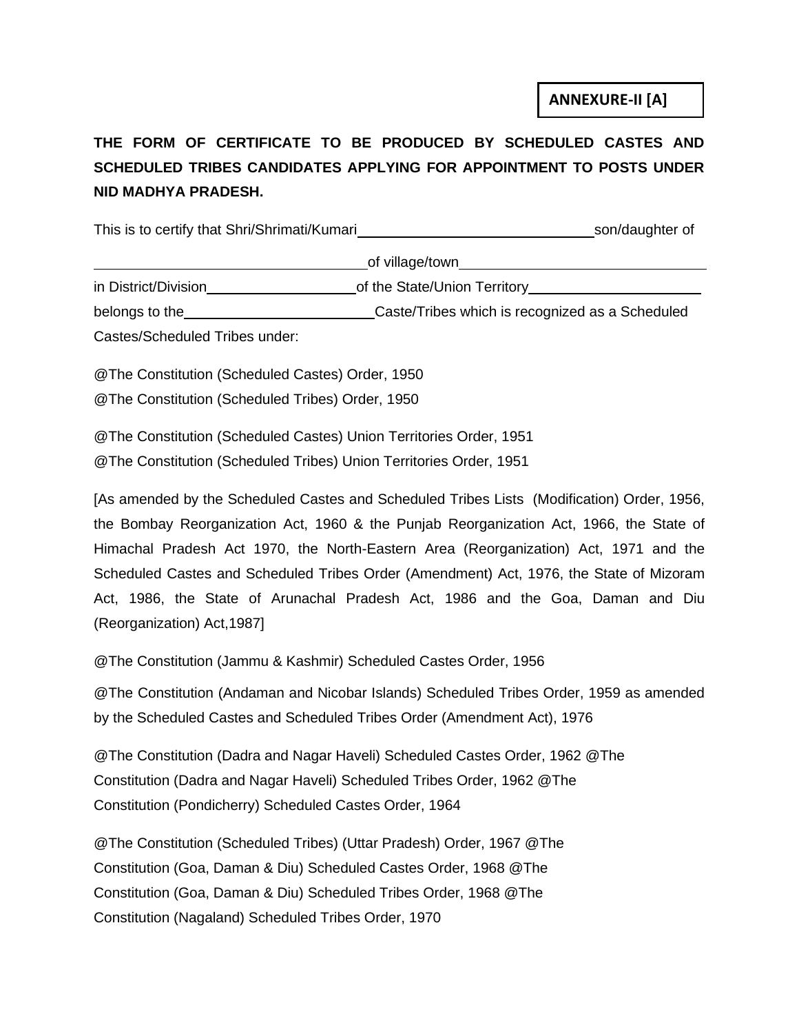**ANNEXURE-II [A]**

**THE FORM OF CERTIFICATE TO BE PRODUCED BY SCHEDULED CASTES AND SCHEDULED TRIBES CANDIDATES APPLYING FOR APPOINTMENT TO POSTS UNDER NID MADHYA PRADESH.**

This is to certify that Shri/Shrimati/Kumari______________________________son/daughter of

___________________________________of village/town_______________________________

in District/Division__________________of the State/Union Territory_____________________

belongs to the_______________________Caste/Tribes which is recognized as a Scheduled Castes/Scheduled Tribes under:

@The Constitution (Scheduled Castes) Order, 1950

@The Constitution (Scheduled Tribes) Order, 1950

@The Constitution (Scheduled Castes) Union Territories Order, 1951

@The Constitution (Scheduled Tribes) Union Territories Order, 1951

[As amended by the Scheduled Castes and Scheduled Tribes Lists (Modification) Order, 1956, the Bombay Reorganization Act, 1960 & the Punjab Reorganization Act, 1966, the State of Himachal Pradesh Act 1970, the North-Eastern Area (Reorganization) Act, 1971 and the Scheduled Castes and Scheduled Tribes Order (Amendment) Act, 1976, the State of Mizoram Act, 1986, the State of Arunachal Pradesh Act, 1986 and the Goa, Daman and Diu (Reorganization) Act,1987]

@The Constitution (Jammu & Kashmir) Scheduled Castes Order, 1956

@The Constitution (Andaman and Nicobar Islands) Scheduled Tribes Order, 1959 as amended by the Scheduled Castes and Scheduled Tribes Order (Amendment Act), 1976

@The Constitution (Dadra and Nagar Haveli) Scheduled Castes Order, 1962 @The Constitution (Dadra and Nagar Haveli) Scheduled Tribes Order, 1962 @The Constitution (Pondicherry) Scheduled Castes Order, 1964

@The Constitution (Scheduled Tribes) (Uttar Pradesh) Order, 1967 @The Constitution (Goa, Daman & Diu) Scheduled Castes Order, 1968 @The Constitution (Goa, Daman & Diu) Scheduled Tribes Order, 1968 @The Constitution (Nagaland) Scheduled Tribes Order, 1970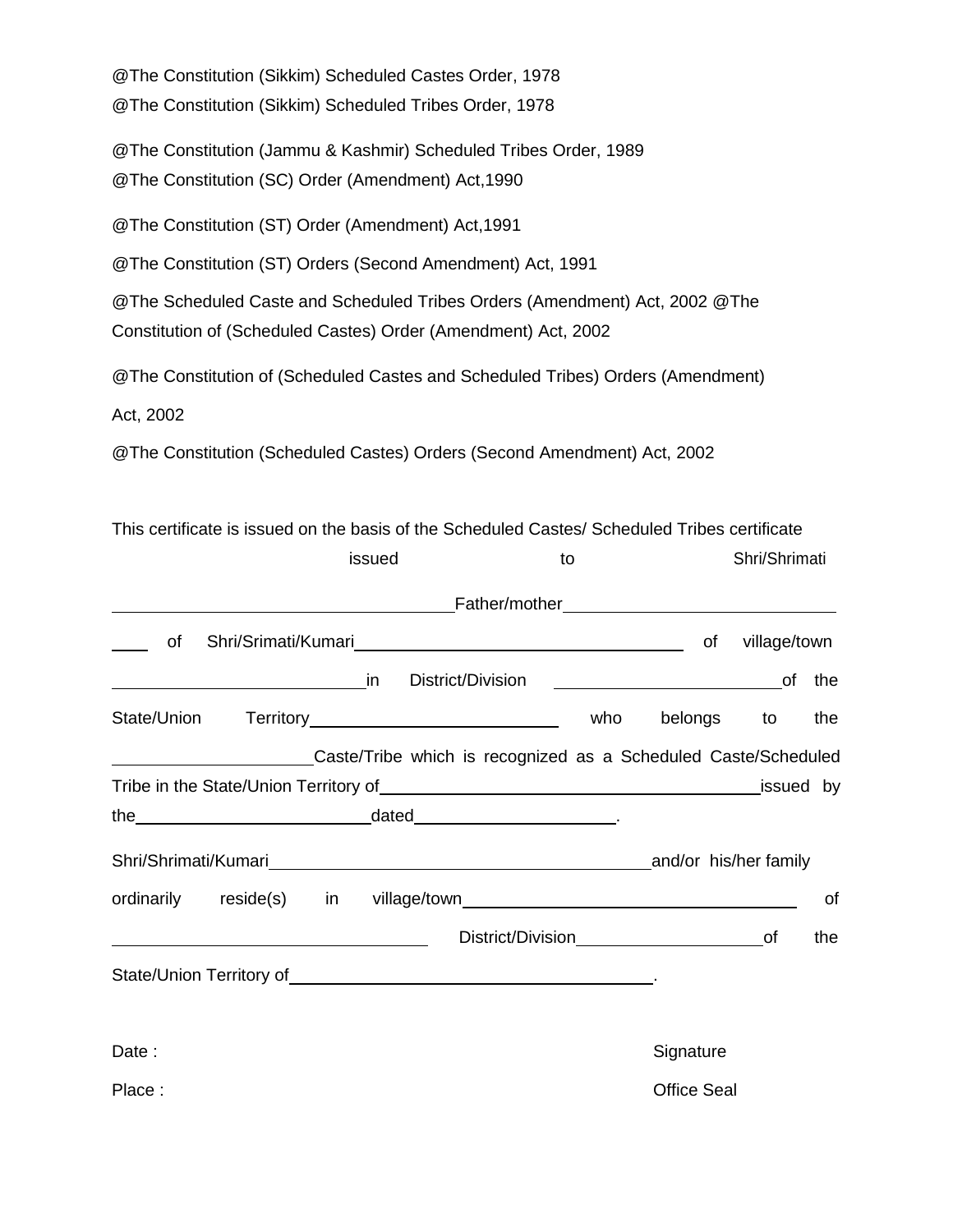@The Constitution (Sikkim) Scheduled Castes Order, 1978

@The Constitution (Sikkim) Scheduled Tribes Order, 1978

@The Constitution (Jammu & Kashmir) Scheduled Tribes Order, 1989

@The Constitution (SC) Order (Amendment) Act,1990

@The Constitution (ST) Order (Amendment) Act,1991

@The Constitution (ST) Orders (Second Amendment) Act, 1991

@The Scheduled Caste and Scheduled Tribes Orders (Amendment) Act, 2002 @The Constitution of (Scheduled Castes) Order (Amendment) Act, 2002

@The Constitution of (Scheduled Castes and Scheduled Tribes) Orders (Amendment) Act, 2002

@The Constitution (Scheduled Castes) Orders (Second Amendment) Act, 2002

This certificate is issued on the basis of the Scheduled Castes/ Scheduled Tribes certificate issued to Shri/Shrimati ______________________ Father/mother ______________________ ____ of Shri/Srimati/Kumari ______________________ of village/town ______________________ in District/Division ______________________ of the State/Union Territory ______________________ who belongs to the ______________________ Caste/Tribe which is recognized as a Scheduled Caste/Scheduled Tribe in the State/Union Territory of ______________________ issued by the ______________________ dated ______________________.

Shri/Shrimati/Kumari ______________________ and/or his/her family ordinarily reside(s) in village/town ______________________ of ______________________ District/Division ______________________ of the State/Union Territory of ______________________.

Date : Signature

Place : Office Seal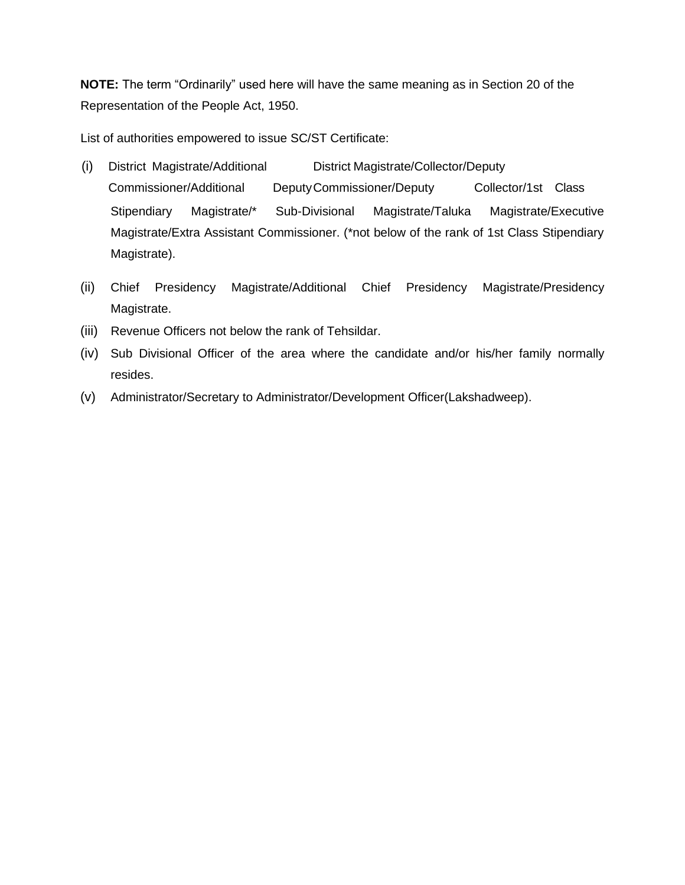**NOTE:** The term "Ordinarily" used here will have the same meaning as in Section 20 of the Representation of the People Act, 1950.

List of authorities empowered to issue SC/ST Certificate:

(i) District Magistrate/Additional District Magistrate/Collector/Deputy Commissioner/Additional Deputy Commissioner/Deputy Collector/1st Class Stipendiary Magistrate/* Sub-Divisional Magistrate/Taluka Magistrate/Executive Magistrate/Extra Assistant Commissioner. (*not below of the rank of 1st Class Stipendiary Magistrate).

(ii) Chief Presidency Magistrate/Additional Chief Presidency Magistrate/Presidency Magistrate.

(iii) Revenue Officers not below the rank of Tehsildar.

(iv) Sub Divisional Officer of the area where the candidate and/or his/her family normally resides.

(v) Administrator/Secretary to Administrator/Development Officer(Lakshadweep).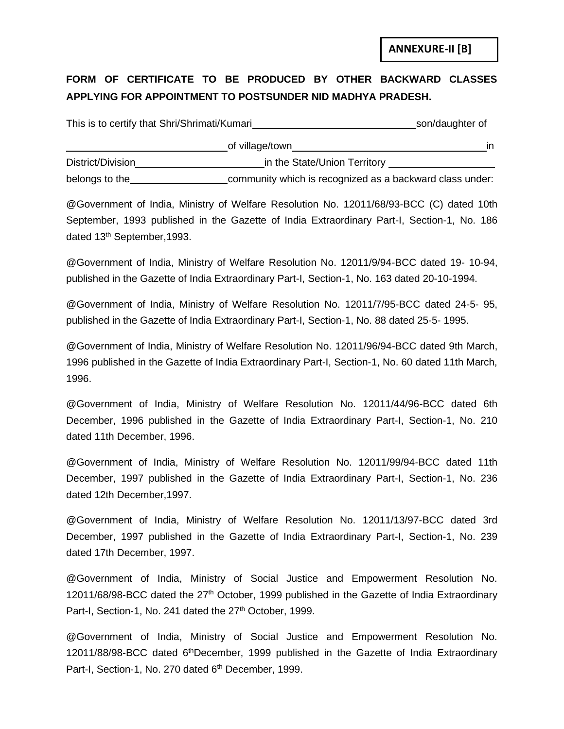**ANNEXURE-II [B]**

**FORM OF CERTIFICATE TO BE PRODUCED BY OTHER BACKWARD CLASSES APPLYING FOR APPOINTMENT TO POSTSUNDER NID MADHYA PRADESH.**

This is to certify that Shri/Shrimati/Kumari\_\_\_\_\_\_\_\_\_\_\_\_\_\_\_\_\_\_\_\_\_\_\_\_\_\_\_\_son/daughter of \_\_\_\_\_\_\_\_\_\_\_\_\_\_\_\_\_\_\_\_\_\_\_\_\_\_\_\_\_of village/town\_\_\_\_\_\_\_\_\_\_\_\_\_\_\_\_\_\_\_\_\_\_\_\_\_\_\_\_\_\_\_\_\_in District/Division\_\_\_\_\_\_\_\_\_\_\_\_\_\_\_\_\_\_\_\_\_\_\_in the State/Union Territory \_\_\_\_\_\_\_\_\_\_\_\_\_\_\_\_\_\_\_ belongs to the\_\_\_\_\_\_\_\_\_\_\_\_\_\_\_\_\_\_community which is recognized as a backward class under:

@Government of India, Ministry of Welfare Resolution No. 12011/68/93-BCC (C) dated 10th September, 1993 published in the Gazette of India Extraordinary Part-I, Section-1, No. 186 dated 13th September,1993.

@Government of India, Ministry of Welfare Resolution No. 12011/9/94-BCC dated 19- 10-94, published in the Gazette of India Extraordinary Part-I, Section-1, No. 163 dated 20-10-1994.

@Government of India, Ministry of Welfare Resolution No. 12011/7/95-BCC dated 24-5- 95, published in the Gazette of India Extraordinary Part-I, Section-1, No. 88 dated 25-5- 1995.

@Government of India, Ministry of Welfare Resolution No. 12011/96/94-BCC dated 9th March, 1996 published in the Gazette of India Extraordinary Part-I, Section-1, No. 60 dated 11th March, 1996.

@Government of India, Ministry of Welfare Resolution No. 12011/44/96-BCC dated 6th December, 1996 published in the Gazette of India Extraordinary Part-I, Section-1, No. 210 dated 11th December, 1996.

@Government of India, Ministry of Welfare Resolution No. 12011/99/94-BCC dated 11th December, 1997 published in the Gazette of India Extraordinary Part-I, Section-1, No. 236 dated 12th December,1997.

@Government of India, Ministry of Welfare Resolution No. 12011/13/97-BCC dated 3rd December, 1997 published in the Gazette of India Extraordinary Part-I, Section-1, No. 239 dated 17th December, 1997.

@Government of India, Ministry of Social Justice and Empowerment Resolution No. 12011/68/98-BCC dated the 27th October, 1999 published in the Gazette of India Extraordinary Part-I, Section-1, No. 241 dated the 27th October, 1999.

@Government of India, Ministry of Social Justice and Empowerment Resolution No. 12011/88/98-BCC dated 6th December, 1999 published in the Gazette of India Extraordinary Part-I, Section-1, No. 270 dated 6th December, 1999.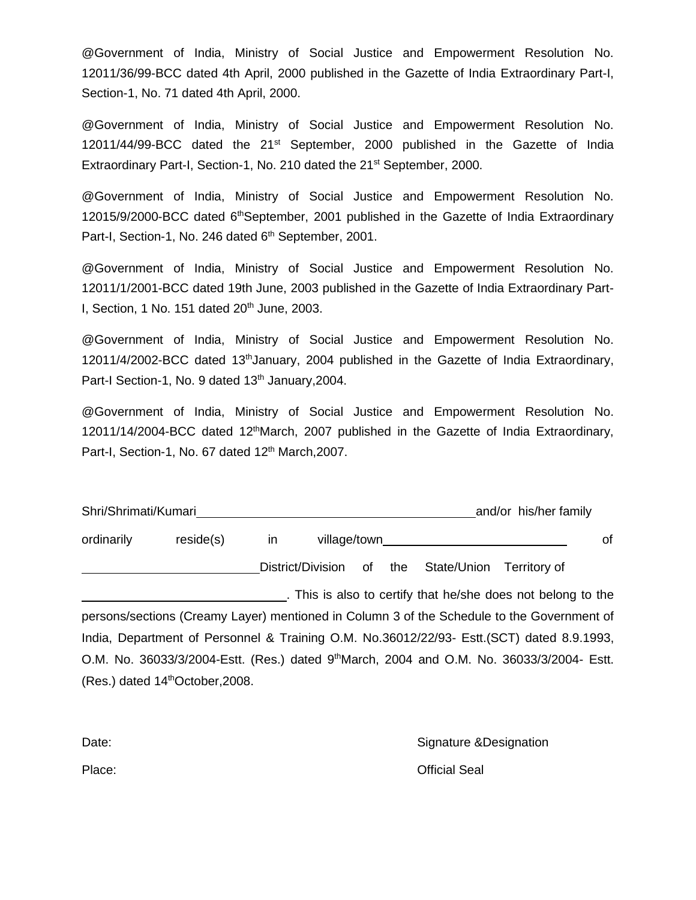@Government of India, Ministry of Social Justice and Empowerment Resolution No. 12011/36/99-BCC dated 4th April, 2000 published in the Gazette of India Extraordinary Part-I, Section-1, No. 71 dated 4th April, 2000.

@Government of India, Ministry of Social Justice and Empowerment Resolution No. 12011/44/99-BCC dated the 21st September, 2000 published in the Gazette of India Extraordinary Part-I, Section-1, No. 210 dated the 21st September, 2000.

@Government of India, Ministry of Social Justice and Empowerment Resolution No. 12015/9/2000-BCC dated 6th September, 2001 published in the Gazette of India Extraordinary Part-I, Section-1, No. 246 dated 6th September, 2001.

@Government of India, Ministry of Social Justice and Empowerment Resolution No. 12011/1/2001-BCC dated 19th June, 2003 published in the Gazette of India Extraordinary Part-I, Section, 1 No. 151 dated 20th June, 2003.

@Government of India, Ministry of Social Justice and Empowerment Resolution No. 12011/4/2002-BCC dated 13th January, 2004 published in the Gazette of India Extraordinary, Part-I Section-1, No. 9 dated 13th January,2004.

@Government of India, Ministry of Social Justice and Empowerment Resolution No. 12011/14/2004-BCC dated 12th March, 2007 published in the Gazette of India Extraordinary, Part-I, Section-1, No. 67 dated 12th March,2007.

Shri/Shrimati/Kumari\_\_\_\_\_\_\_\_\_\_\_\_\_\_\_\_\_\_\_\_\_\_\_\_\_\_\_\_\_\_\_\_\_\_\_\_\_\_\_\_and/or his/her family ordinarily reside(s) in village/town\_\_\_\_\_\_\_\_\_\_\_\_\_\_\_\_\_\_\_\_\_\_\_\_\_\_\_ of \_\_\_\_\_\_\_\_\_\_\_\_\_\_\_\_\_\_\_\_\_\_\_\_\_\_District/Division of the State/Union Territory of \_\_\_\_\_\_\_\_\_\_\_\_\_\_\_\_\_\_\_\_\_\_\_\_\_\_\_\_\_\_. This is also to certify that he/she does not belong to the persons/sections (Creamy Layer) mentioned in Column 3 of the Schedule to the Government of India, Department of Personnel & Training O.M. No.36012/22/93- Estt.(SCT) dated 8.9.1993, O.M. No. 36033/3/2004-Estt. (Res.) dated 9th March, 2004 and O.M. No. 36033/3/2004- Estt. (Res.) dated 14th October,2008.

Date: Signature &Designation

Place: Official Seal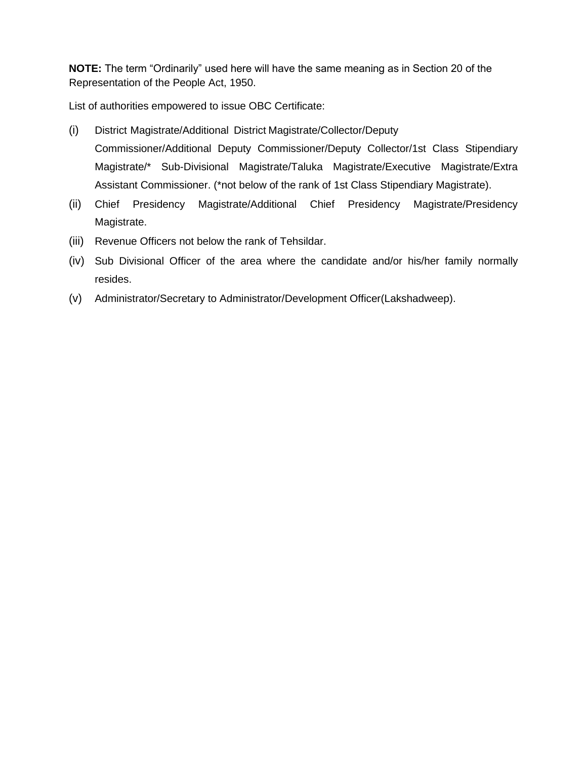**NOTE:** The term "Ordinarily" used here will have the same meaning as in Section 20 of the Representation of the People Act, 1950.

List of authorities empowered to issue OBC Certificate:

(i) District Magistrate/Additional District Magistrate/Collector/Deputy Commissioner/Additional Deputy Commissioner/Deputy Collector/1st Class Stipendiary Magistrate/* Sub-Divisional Magistrate/Taluka Magistrate/Executive Magistrate/Extra Assistant Commissioner. (*not below of the rank of 1st Class Stipendiary Magistrate).

(ii) Chief Presidency Magistrate/Additional Chief Presidency Magistrate/Presidency Magistrate.

(iii) Revenue Officers not below the rank of Tehsildar.

(iv) Sub Divisional Officer of the area where the candidate and/or his/her family normally resides.

(v) Administrator/Secretary to Administrator/Development Officer(Lakshadweep).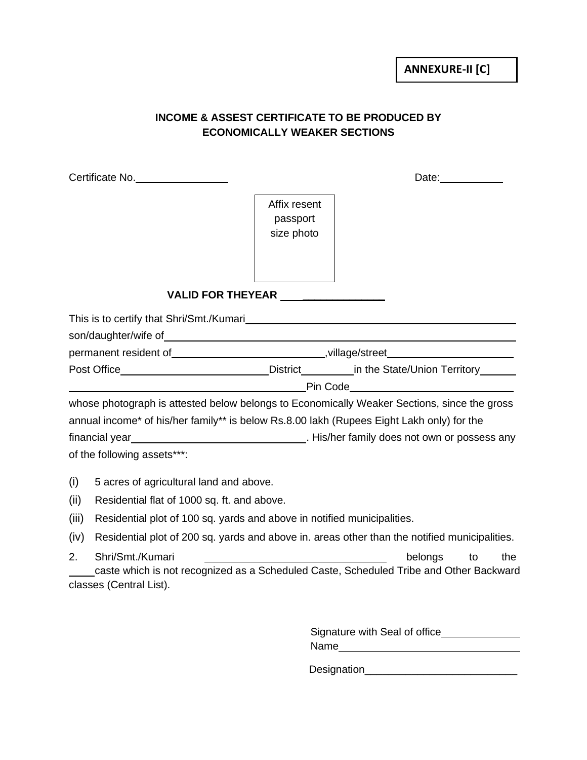**ANNEXURE-II [C]**

**INCOME & ASSEST CERTIFICATE TO BE PRODUCED BY ECONOMICALLY WEAKER SECTIONS**

Certificate No.________________ Date:___________

Affix resent passport size photo

**VALID FOR THEYEAR ________________**

This is to certify that Shri/Smt./Kumari_____________________________________________
son/daughter/wife of_______________________________________________________________
permanent resident of__________________________,village/street_____________________
Post Office__________________________District_________in the State/Union Territory______
__________________________________________Pin Code___________________________
whose photograph is attested below belongs to Economically Weaker Sections, since the gross annual income* of his/her family** is below Rs.8.00 lakh (Rupees Eight Lakh only) for the financial year_____________________________. His/her family does not own or possess any of the following assets***:

(i) 5 acres of agricultural land and above.

(ii) Residential flat of 1000 sq. ft. and above.

(iii) Residential plot of 100 sq. yards and above in notified municipalities.

(iv) Residential plot of 200 sq. yards and above in. areas other than the notified municipalities.

2. Shri/Smt./Kumari _______________________________ belongs to the ____caste which is not recognized as a Scheduled Caste, Scheduled Tribe and Other Backward classes (Central List).

Signature with Seal of office_____________
Name________________________________

Designation__________________________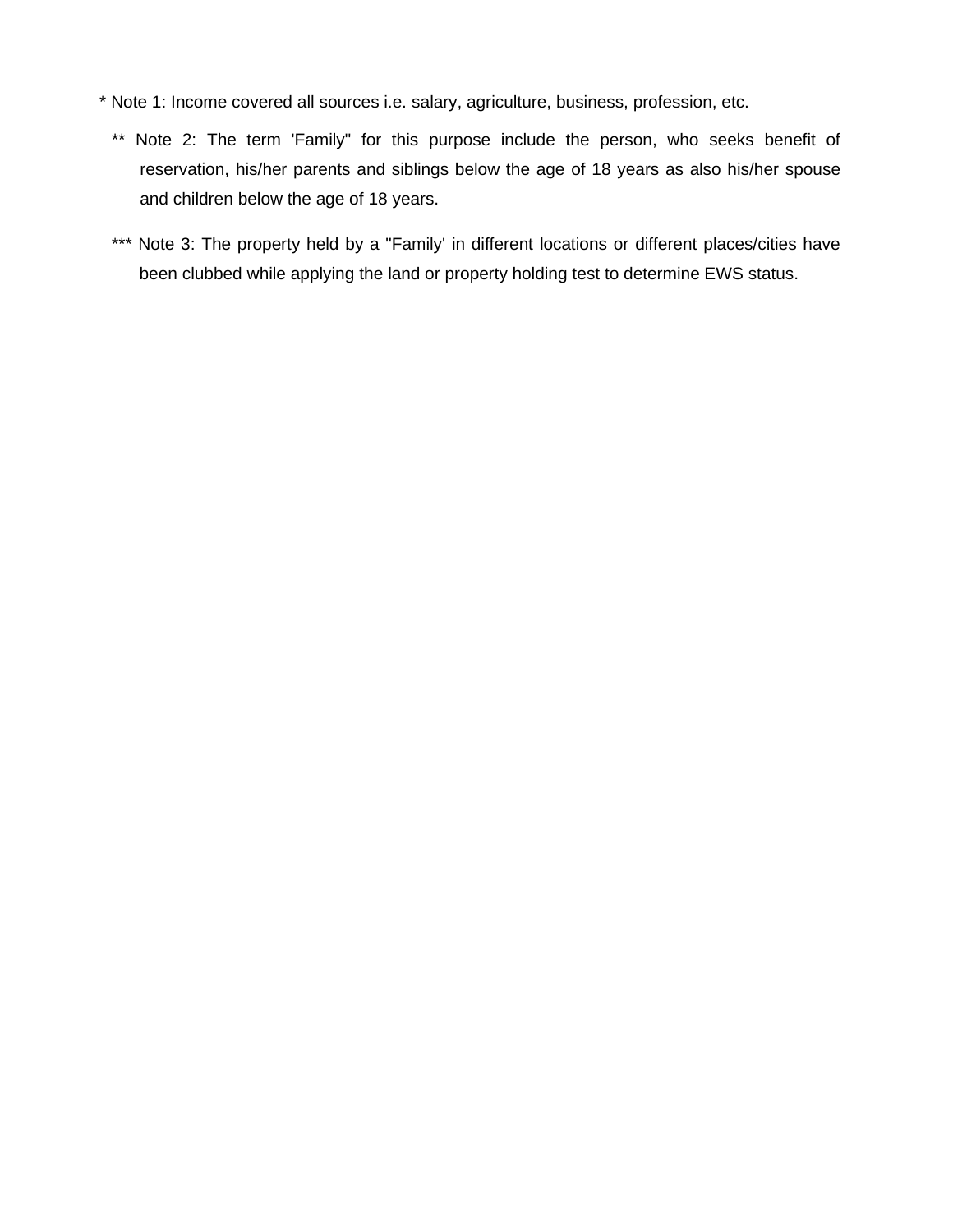* Note 1: Income covered all sources i.e. salary, agriculture, business, profession, etc.

** Note 2: The term 'Family" for this purpose include the person, who seeks benefit of reservation, his/her parents and siblings below the age of 18 years as also his/her spouse and children below the age of 18 years.

*** Note 3: The property held by a "Family' in different locations or different places/cities have been clubbed while applying the land or property holding test to determine EWS status.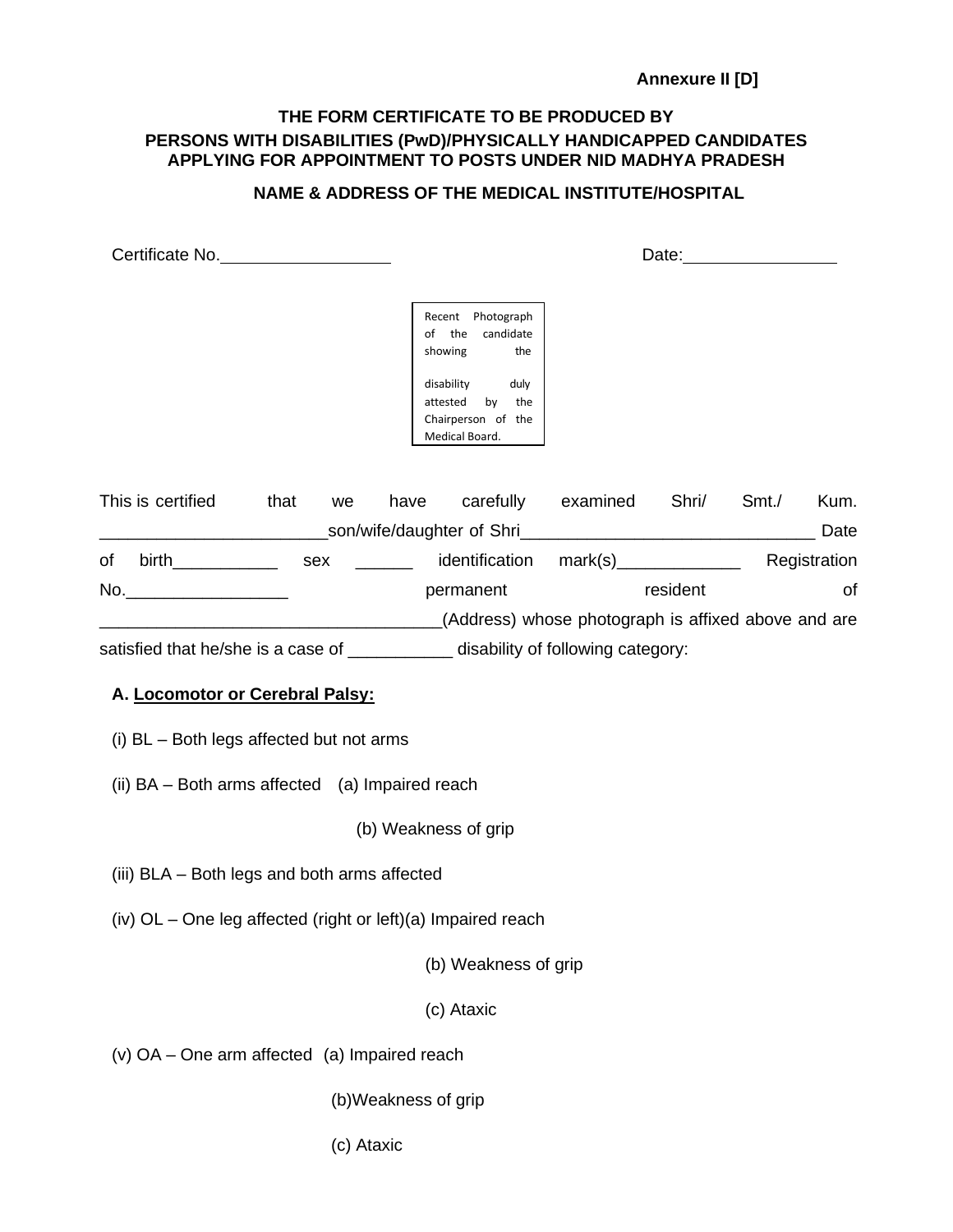**Annexure II [D]**

**THE FORM CERTIFICATE TO BE PRODUCED BY PERSONS WITH DISABILITIES (PwD)/PHYSICALLY HANDICAPPED CANDIDATES APPLYING FOR APPOINTMENT TO POSTS UNDER NID MADHYA PRADESH**

**NAME & ADDRESS OF THE MEDICAL INSTITUTE/HOSPITAL**

Certificate No.__________________ Date:________________

Recent Photograph of the candidate showing the disability duly attested by the Chairperson of the Medical Board.

This is certified that we have carefully examined Shri/ Smt./ Kum. _______________________son/wife/daughter of Shri_______________________________ Date of birth___________ sex ______ identification mark(s)_____________ Registration No._________________ permanent resident of __________________________________(Address) whose photograph is affixed above and are satisfied that he/she is a case of ___________ disability of following category:

**A. Locomotor or Cerebral Palsy:**

(i) BL – Both legs affected but not arms

(ii) BA – Both arms affected (a) Impaired reach

(b) Weakness of grip

(iii) BLA – Both legs and both arms affected

(iv) OL – One leg affected (right or left)(a) Impaired reach

(b) Weakness of grip

(c) Ataxic

(v) OA – One arm affected (a) Impaired reach

(b)Weakness of grip

(c) Ataxic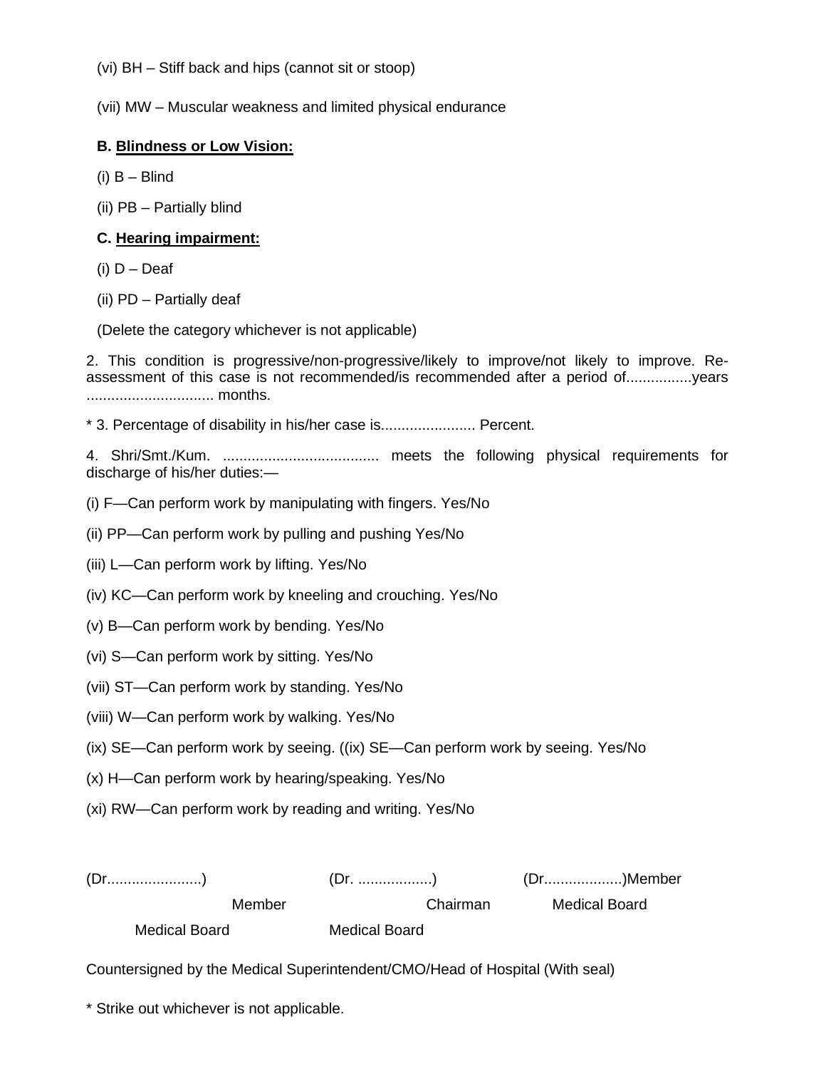(vi) BH – Stiff back and hips (cannot sit or stoop)

(vii) MW – Muscular weakness and limited physical endurance

**B. <u>Blindness or Low Vision:</u>**

(i) B – Blind

(ii) PB – Partially blind

**C. <u>Hearing impairment:</u>**

(i) D – Deaf

(ii) PD – Partially deaf

(Delete the category whichever is not applicable)

2. This condition is progressive/non-progressive/likely to improve/not likely to improve. Re-assessment of this case is not recommended/is recommended after a period of................years ............................... months.

* 3. Percentage of disability in his/her case is....................... Percent.

4. Shri/Smt./Kum. ...................................... meets the following physical requirements for discharge of his/her duties:—

(i) F—Can perform work by manipulating with fingers. Yes/No

(ii) PP—Can perform work by pulling and pushing Yes/No

(iii) L—Can perform work by lifting. Yes/No

(iv) KC—Can perform work by kneeling and crouching. Yes/No

(v) B—Can perform work by bending. Yes/No

(vi) S—Can perform work by sitting. Yes/No

(vii) ST—Can perform work by standing. Yes/No

(viii) W—Can perform work by walking. Yes/No

(ix) SE—Can perform work by seeing. ((ix) SE—Can perform work by seeing. Yes/No

(x) H—Can perform work by hearing/speaking. Yes/No

(xi) RW—Can perform work by reading and writing. Yes/No

(Dr.......................) Member Medical Board

(Dr. ..................) Chairman Medical Board

(Dr...................)Member Medical Board

Countersigned by the Medical Superintendent/CMO/Head of Hospital (With seal)

* Strike out whichever is not applicable.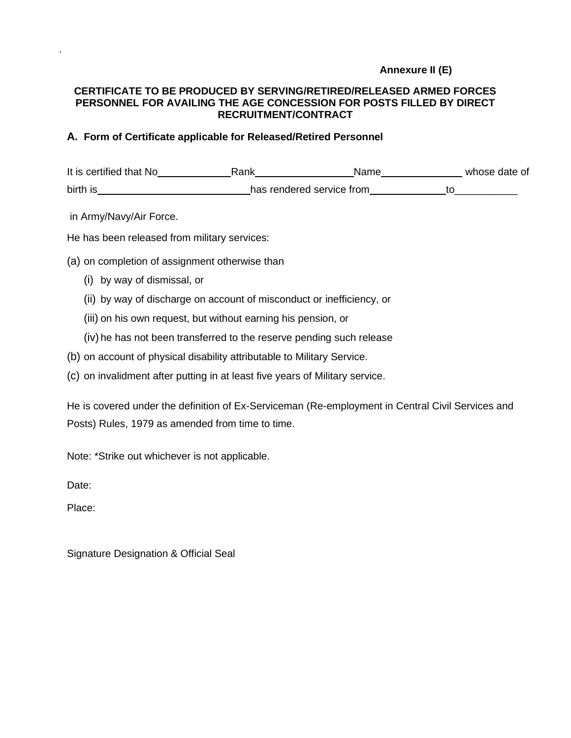**Annexure II (E)**

## CERTIFICATE TO BE PRODUCED BY SERVING/RETIRED/RELEASED ARMED FORCES PERSONNEL FOR AVAILING THE AGE CONCESSION FOR POSTS FILLED BY DIRECT RECRUITMENT/CONTRACT

### A. Form of Certificate applicable for Released/Retired Personnel

It is certified that No\_\_\_\_\_\_\_\_\_\_\_\_\_Rank\_\_\_\_\_\_\_\_\_\_\_\_\_\_\_\_\_\_Name\_\_\_\_\_\_\_\_\_\_\_\_\_\_\_ whose date of birth is\_\_\_\_\_\_\_\_\_\_\_\_\_\_\_\_\_\_\_\_\_\_\_\_\_\_\_\_has rendered service from\_\_\_\_\_\_\_\_\_\_\_\_\_\_to\_\_\_\_\_\_\_\_\_\_\_

in Army/Navy/Air Force.

He has been released from military services:

(a) on completion of assignment otherwise than
   - (i) by way of dismissal, or
   - (ii) by way of discharge on account of misconduct or inefficiency, or
   - (iii) on his own request, but without earning his pension, or
   - (iv) he has not been transferred to the reserve pending such release

(b) on account of physical disability attributable to Military Service.

(c) on invalidment after putting in at least five years of Military service.

He is covered under the definition of Ex-Serviceman (Re-employment in Central Civil Services and Posts) Rules, 1979 as amended from time to time.

Note: *Strike out whichever is not applicable.

Date:

Place:

Signature Designation & Official Seal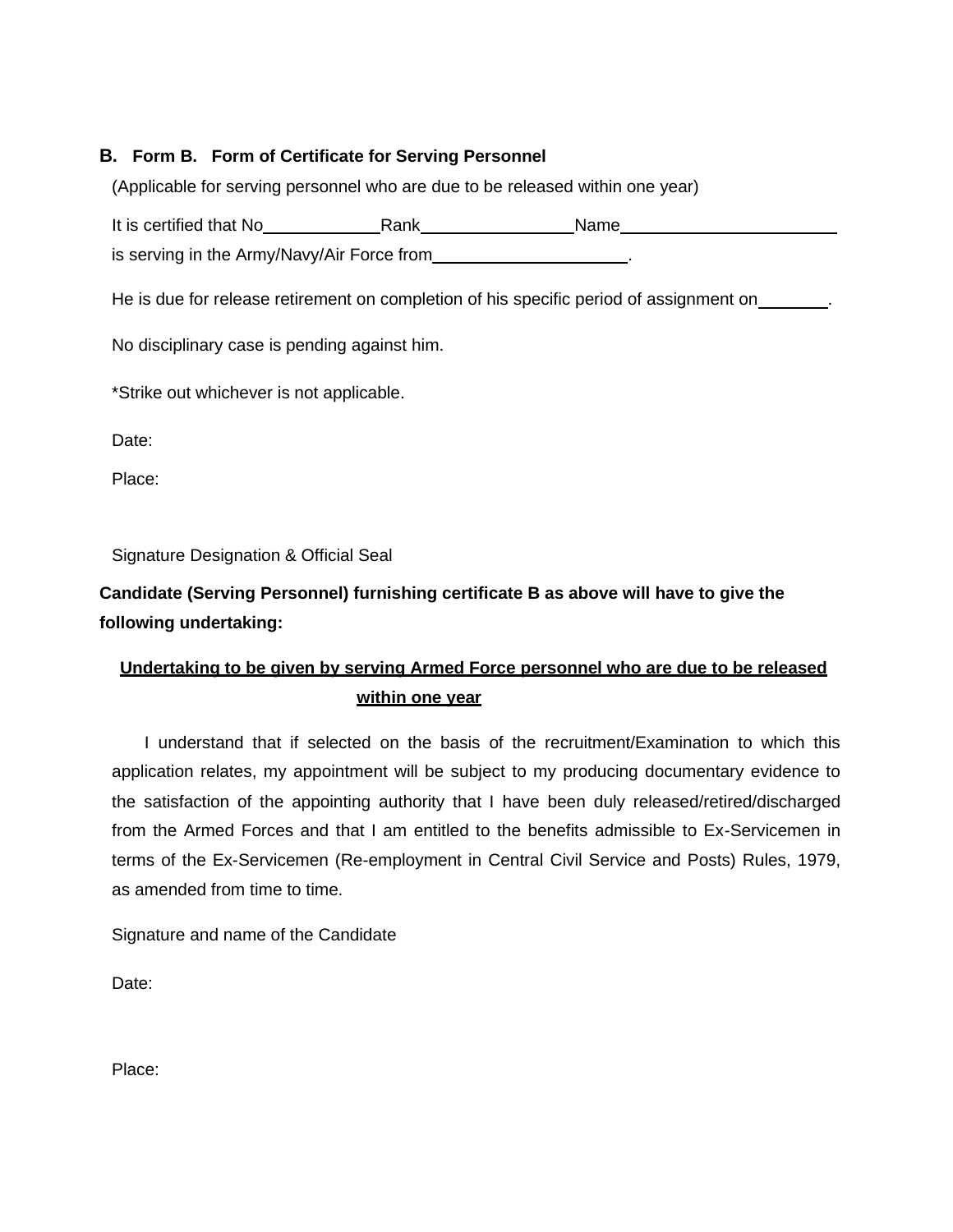## B. Form B. Form of Certificate for Serving Personnel

(Applicable for serving personnel who are due to be released within one year)

It is certified that No____________Rank________________Name______________________ is serving in the Army/Navy/Air Force from____________________.

He is due for release retirement on completion of his specific period of assignment on_______.

No disciplinary case is pending against him.

*Strike out whichever is not applicable.

Date:

Place:

Signature Designation & Official Seal

**Candidate (Serving Personnel) furnishing certificate B as above will have to give the following undertaking:**

**Undertaking to be given by serving Armed Force personnel who are due to be released within one year**

I understand that if selected on the basis of the recruitment/Examination to which this application relates, my appointment will be subject to my producing documentary evidence to the satisfaction of the appointing authority that I have been duly released/retired/discharged from the Armed Forces and that I am entitled to the benefits admissible to Ex-Servicemen in terms of the Ex-Servicemen (Re-employment in Central Civil Service and Posts) Rules, 1979, as amended from time to time.

Signature and name of the Candidate

Date:

Place: